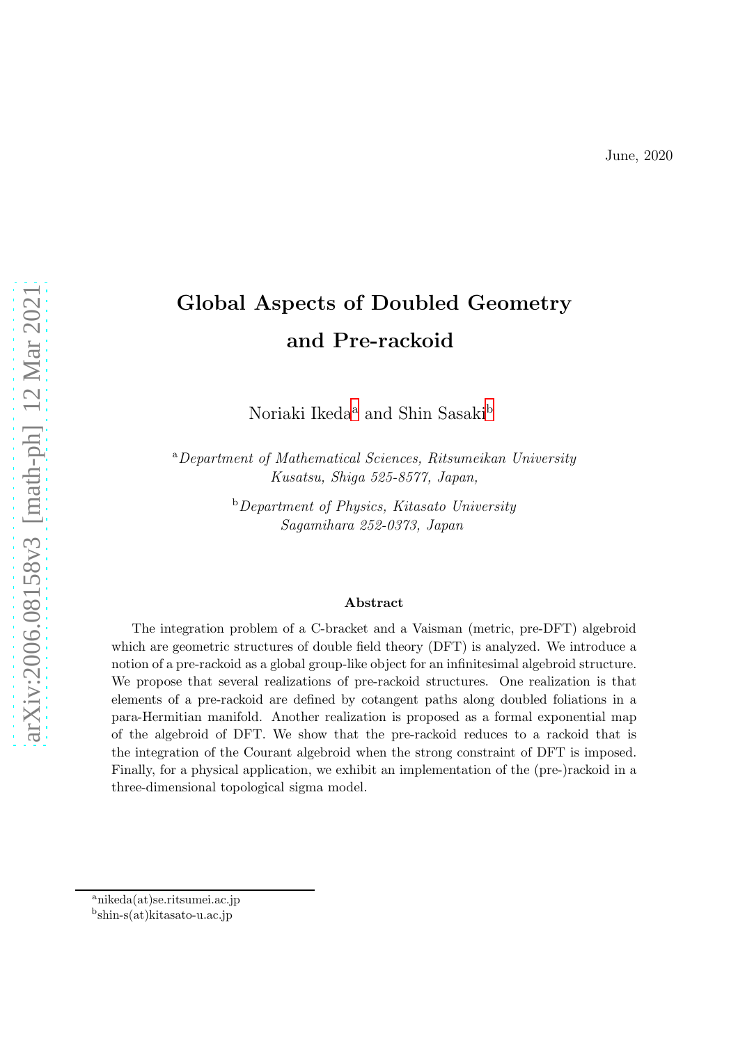June, 2020

# Global Aspects of Doubled Geometry and Pre-rackoid

Noriaki Ikeda[a] and Shin Sasaki[b]

[a]*Department of Mathematical Sciences, Ritsumeikan University Kusatsu, Shiga 525-8577, Japan,*

[b]*Department of Physics, Kitasato University Sagamihara 252-0373, Japan*

**Abstract**

The integration problem of a C-bracket and a Vaisman (metric, pre-DFT) algebroid which are geometric structures of double field theory (DFT) is analyzed. We introduce a notion of a pre-rackoid as a global group-like object for an infinitesimal algebroid structure. We propose that several realizations of pre-rackoid structures. One realization is that elements of a pre-rackoid are defined by cotangent paths along doubled foliations in a para-Hermitian manifold. Another realization is proposed as a formal exponential map of the algebroid of DFT. We show that the pre-rackoid reduces to a rackoid that is the integration of the Courant algebroid when the strong constraint of DFT is imposed. Finally, for a physical application, we exhibit an implementation of the (pre-)rackoid in a three-dimensional topological sigma model.

[a]nikeda(at)se.ritsumei.ac.jp

[b]shin-s(at)kitasato-u.ac.jp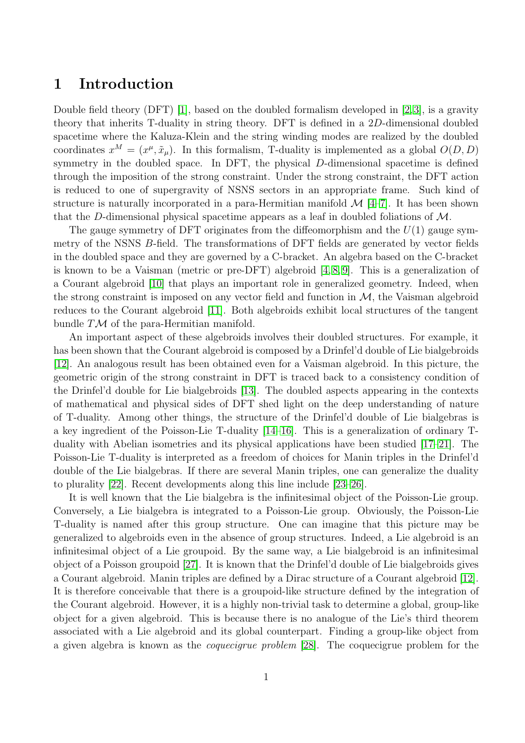# 1 Introduction

Double field theory (DFT) [1], based on the doubled formalism developed in [2,3], is a gravity theory that inherits T-duality in string theory. DFT is defined in a $2D$-dimensional doubled spacetime where the Kaluza-Klein and the string winding modes are realized by the doubled coordinates $x^M = (x^\mu, \tilde{x}_\mu)$. In this formalism, T-duality is implemented as a global $O(D,D)$ symmetry in the doubled space. In DFT, the physical $D$-dimensional spacetime is defined through the imposition of the strong constraint. Under the strong constraint, the DFT action is reduced to one of supergravity of NSNS sectors in an appropriate frame. Such kind of structure is naturally incorporated in a para-Hermitian manifold $\mathcal{M}$ [4–7]. It has been shown that the $D$-dimensional physical spacetime appears as a leaf in doubled foliations of $\mathcal{M}$.

The gauge symmetry of DFT originates from the diffeomorphism and the $U(1)$ gauge symmetry of the NSNS $B$-field. The transformations of DFT fields are generated by vector fields in the doubled space and they are governed by a C-bracket. An algebra based on the C-bracket is known to be a Vaisman (metric or pre-DFT) algebroid [4,8,9]. This is a generalization of a Courant algebroid [10] that plays an important role in generalized geometry. Indeed, when the strong constraint is imposed on any vector field and function in $\mathcal{M}$, the Vaisman algebroid reduces to the Courant algebroid [11]. Both algebroids exhibit local structures of the tangent bundle $T\mathcal{M}$ of the para-Hermitian manifold.

An important aspect of these algebroids involves their doubled structures. For example, it has been shown that the Courant algebroid is composed by a Drinfel'd double of Lie bialgebroids [12]. An analogous result has been obtained even for a Vaisman algebroid. In this picture, the geometric origin of the strong constraint in DFT is traced back to a consistency condition of the Drinfel'd double for Lie bialgebroids [13]. The doubled aspects appearing in the contexts of mathematical and physical sides of DFT shed light on the deep understanding of nature of T-duality. Among other things, the structure of the Drinfel'd double of Lie bialgebras is a key ingredient of the Poisson-Lie T-duality [14–16]. This is a generalization of ordinary T-duality with Abelian isometries and its physical applications have been studied [17–21]. The Poisson-Lie T-duality is interpreted as a freedom of choices for Manin triples in the Drinfel'd double of the Lie bialgebras. If there are several Manin triples, one can generalize the duality to plurality [22]. Recent developments along this line include [23–26].

It is well known that the Lie bialgebra is the infinitesimal object of the Poisson-Lie group. Conversely, a Lie bialgebra is integrated to a Poisson-Lie group. Obviously, the Poisson-Lie T-duality is named after this group structure. One can imagine that this picture may be generalized to algebroids even in the absence of group structures. Indeed, a Lie algebroid is an infinitesimal object of a Lie groupoid. By the same way, a Lie bialgebroid is an infinitesimal object of a Poisson groupoid [27]. It is known that the Drinfel'd double of Lie bialgebroids gives a Courant algebroid. Manin triples are defined by a Dirac structure of a Courant algebroid [12]. It is therefore conceivable that there is a groupoid-like structure defined by the integration of the Courant algebroid. However, it is a highly non-trivial task to determine a global, group-like object for a given algebroid. This is because there is no analogue of the Lie's third theorem associated with a Lie algebroid and its global counterpart. Finding a group-like object from a given algebra is known as the *coquecigrue problem* [28]. The coquecigrue problem for the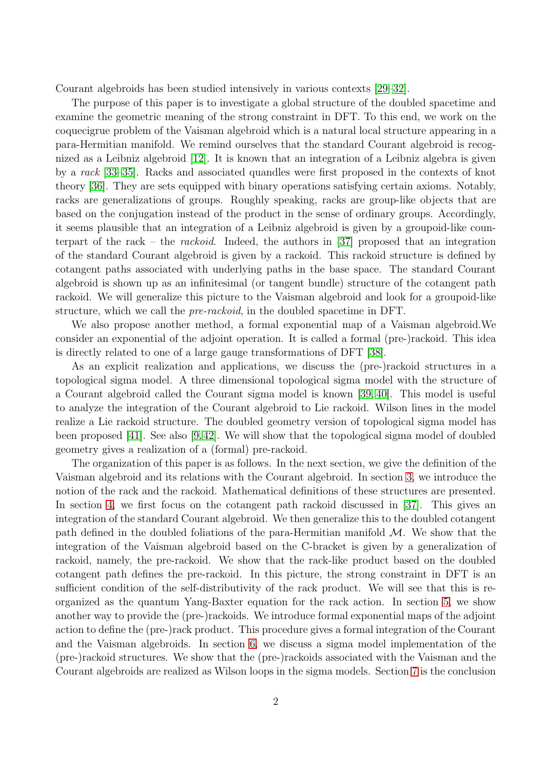Courant algebroids has been studied intensively in various contexts [29–32].

The purpose of this paper is to investigate a global structure of the doubled spacetime and examine the geometric meaning of the strong constraint in DFT. To this end, we work on the coquecigrue problem of the Vaisman algebroid which is a natural local structure appearing in a para-Hermitian manifold. We remind ourselves that the standard Courant algebroid is recognized as a Leibniz algebroid [12]. It is known that an integration of a Leibniz algebra is given by a *rack* [33–35]. Racks and associated quandles were first proposed in the contexts of knot theory [36]. They are sets equipped with binary operations satisfying certain axioms. Notably, racks are generalizations of groups. Roughly speaking, racks are group-like objects that are based on the conjugation instead of the product in the sense of ordinary groups. Accordingly, it seems plausible that an integration of a Leibniz algebroid is given by a groupoid-like counterpart of the rack – the *rackoid*. Indeed, the authors in [37] proposed that an integration of the standard Courant algebroid is given by a rackoid. This rackoid structure is defined by cotangent paths associated with underlying paths in the base space. The standard Courant algebroid is shown up as an infinitesimal (or tangent bundle) structure of the cotangent path rackoid. We will generalize this picture to the Vaisman algebroid and look for a groupoid-like structure, which we call the *pre-rackoid*, in the doubled spacetime in DFT.

We also propose another method, a formal exponential map of a Vaisman algebroid.We consider an exponential of the adjoint operation. It is called a formal (pre-)rackoid. This idea is directly related to one of a large gauge transformations of DFT [38].

As an explicit realization and applications, we discuss the (pre-)rackoid structures in a topological sigma model. A three dimensional topological sigma model with the structure of a Courant algebroid called the Courant sigma model is known [39, 40]. This model is useful to analyze the integration of the Courant algebroid to Lie rackoid. Wilson lines in the model realize a Lie rackoid structure. The doubled geometry version of topological sigma model has been proposed [41]. See also [9, 42]. We will show that the topological sigma model of doubled geometry gives a realization of a (formal) pre-rackoid.

The organization of this paper is as follows. In the next section, we give the definition of the Vaisman algebroid and its relations with the Courant algebroid. In section 3, we introduce the notion of the rack and the rackoid. Mathematical definitions of these structures are presented. In section 4, we first focus on the cotangent path rackoid discussed in [37]. This gives an integration of the standard Courant algebroid. We then generalize this to the doubled cotangent path defined in the doubled foliations of the para-Hermitian manifold $\mathcal{M}$. We show that the integration of the Vaisman algebroid based on the C-bracket is given by a generalization of rackoid, namely, the pre-rackoid. We show that the rack-like product based on the doubled cotangent path defines the pre-rackoid. In this picture, the strong constraint in DFT is an sufficient condition of the self-distributivity of the rack product. We will see that this is reorganized as the quantum Yang-Baxter equation for the rack action. In section 5, we show another way to provide the (pre-)rackoids. We introduce formal exponential maps of the adjoint action to define the (pre-)rack product. This procedure gives a formal integration of the Courant and the Vaisman algebroids. In section 6, we discuss a sigma model implementation of the (pre-)rackoid structures. We show that the (pre-)rackoids associated with the Vaisman and the Courant algebroids are realized as Wilson loops in the sigma models. Section 7 is the conclusion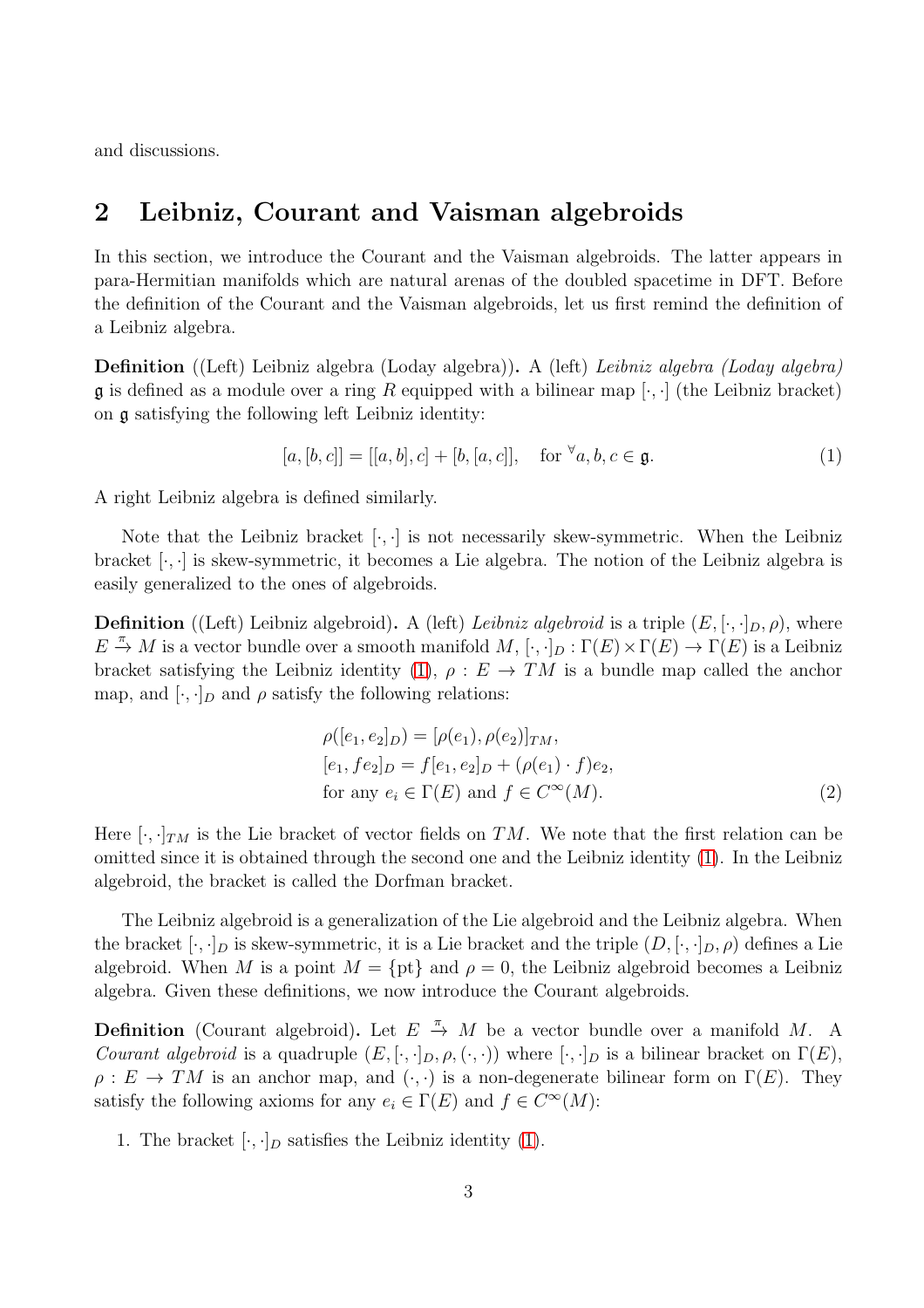and discussions.

## 2 Leibniz, Courant and Vaisman algebroids

In this section, we introduce the Courant and the Vaisman algebroids. The latter appears in para-Hermitian manifolds which are natural arenas of the doubled spacetime in DFT. Before the definition of the Courant and the Vaisman algebroids, let us first remind the definition of a Leibniz algebra.

**Definition** ((Left) Leibniz algebra (Loday algebra))**.** A (left) *Leibniz algebra (Loday algebra)* $\mathfrak{g}$ is defined as a module over a ring $R$ equipped with a bilinear map $[\cdot,\cdot]$ (the Leibniz bracket) on $\mathfrak{g}$ satisfying the following left Leibniz identity:

$$[a,[b,c]] = [[a,b],c] + [b,[a,c]], \quad \text{for } ^\forall a,b,c \in \mathfrak{g}. \tag{1}$$

A right Leibniz algebra is defined similarly.

Note that the Leibniz bracket $[\cdot,\cdot]$ is not necessarily skew-symmetric. When the Leibniz bracket $[\cdot,\cdot]$ is skew-symmetric, it becomes a Lie algebra. The notion of the Leibniz algebra is easily generalized to the ones of algebroids.

**Definition** ((Left) Leibniz algebroid)**.** A (left) *Leibniz algebroid* is a triple $(E,[\cdot,\cdot]_D,\rho)$, where $E \xrightarrow{\pi} M$ is a vector bundle over a smooth manifold $M$, $[\cdot,\cdot]_D : \Gamma(E)\times\Gamma(E) \to \Gamma(E)$ is a Leibniz bracket satisfying the Leibniz identity (1), $\rho : E \to TM$ is a bundle map called the anchor map, and $[\cdot,\cdot]_D$ and $\rho$ satisfy the following relations:

$$\begin{aligned}
&\rho([e_1,e_2]_D) = [\rho(e_1),\rho(e_2)]_{TM}, \\
&[e_1, fe_2]_D = f[e_1,e_2]_D + (\rho(e_1)\cdot f)e_2, \\
&\text{for any } e_i \in \Gamma(E) \text{ and } f \in C^\infty(M).
\end{aligned} \tag{2}$$

Here $[\cdot,\cdot]_{TM}$ is the Lie bracket of vector fields on $TM$. We note that the first relation can be omitted since it is obtained through the second one and the Leibniz identity (1). In the Leibniz algebroid, the bracket is called the Dorfman bracket.

The Leibniz algebroid is a generalization of the Lie algebroid and the Leibniz algebra. When the bracket $[\cdot,\cdot]_D$ is skew-symmetric, it is a Lie bracket and the triple $(D,[\cdot,\cdot]_D,\rho)$ defines a Lie algebroid. When $M$ is a point $M = \{\text{pt}\}$ and $\rho = 0$, the Leibniz algebroid becomes a Leibniz algebra. Given these definitions, we now introduce the Courant algebroids.

**Definition** (Courant algebroid)**.** Let $E \xrightarrow{\pi} M$ be a vector bundle over a manifold $M$. A *Courant algebroid* is a quadruple $(E,[\cdot,\cdot]_D,\rho,(\cdot,\cdot))$ where $[\cdot,\cdot]_D$ is a bilinear bracket on $\Gamma(E)$, $\rho : E \to TM$ is an anchor map, and $(\cdot,\cdot)$ is a non-degenerate bilinear form on $\Gamma(E)$. They satisfy the following axioms for any $e_i \in \Gamma(E)$ and $f \in C^\infty(M)$:

1. The bracket $[\cdot,\cdot]_D$ satisfies the Leibniz identity (1).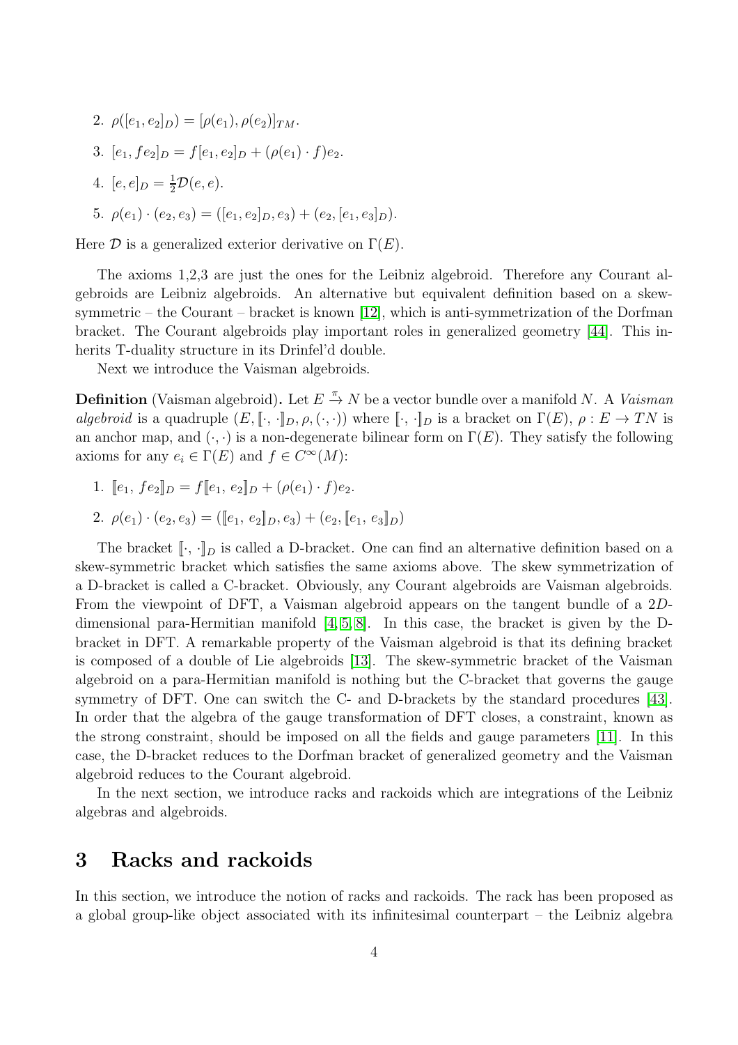2. $\rho([e_1, e_2]_D) = [\rho(e_1), \rho(e_2)]_{TM}$.

3. $[e_1, fe_2]_D = f[e_1, e_2]_D + (\rho(e_1) \cdot f)e_2$.

4. $[e, e]_D = \frac{1}{2}\mathcal{D}(e, e)$.

5. $\rho(e_1) \cdot (e_2, e_3) = ([e_1, e_2]_D, e_3) + (e_2, [e_1, e_3]_D)$.

Here $\mathcal{D}$ is a generalized exterior derivative on $\Gamma(E)$.

The axioms 1,2,3 are just the ones for the Leibniz algebroid. Therefore any Courant algebroids are Leibniz algebroids. An alternative but equivalent definition based on a skew-symmetric – the Courant – bracket is known [12], which is anti-symmetrization of the Dorfman bracket. The Courant algebroids play important roles in generalized geometry [44]. This inherits T-duality structure in its Drinfel'd double.

Next we introduce the Vaisman algebroids.

**Definition** (Vaisman algebroid). Let $E \xrightarrow{\pi} N$ be a vector bundle over a manifold $N$. A *Vaisman algebroid* is a quadruple $(E, [\![\cdot, \cdot]\!]_D, \rho, (\cdot, \cdot))$ where $[\![\cdot, \cdot]\!]_D$ is a bracket on $\Gamma(E)$, $\rho : E \to TN$ is an anchor map, and $(\cdot, \cdot)$ is a non-degenerate bilinear form on $\Gamma(E)$. They satisfy the following axioms for any $e_i \in \Gamma(E)$ and $f \in C^\infty(M)$:

1. $[\![e_1, fe_2]\!]_D = f[\![e_1, e_2]\!]_D + (\rho(e_1) \cdot f)e_2$.

2. $\rho(e_1) \cdot (e_2, e_3) = ([\![e_1, e_2]\!]_D, e_3) + (e_2, [\![e_1, e_3]\!]_D)$

The bracket $[\![\cdot, \cdot]\!]_D$ is called a D-bracket. One can find an alternative definition based on a skew-symmetric bracket which satisfies the same axioms above. The skew symmetrization of a D-bracket is called a C-bracket. Obviously, any Courant algebroids are Vaisman algebroids. From the viewpoint of DFT, a Vaisman algebroid appears on the tangent bundle of a $2D$-dimensional para-Hermitian manifold [4, 5, 8]. In this case, the bracket is given by the D-bracket in DFT. A remarkable property of the Vaisman algebroid is that its defining bracket is composed of a double of Lie algebroids [13]. The skew-symmetric bracket of the Vaisman algebroid on a para-Hermitian manifold is nothing but the C-bracket that governs the gauge symmetry of DFT. One can switch the C- and D-brackets by the standard procedures [43]. In order that the algebra of the gauge transformation of DFT closes, a constraint, known as the strong constraint, should be imposed on all the fields and gauge parameters [11]. In this case, the D-bracket reduces to the Dorfman bracket of generalized geometry and the Vaisman algebroid reduces to the Courant algebroid.

In the next section, we introduce racks and rackoids which are integrations of the Leibniz algebras and algebroids.

## 3 Racks and rackoids

In this section, we introduce the notion of racks and rackoids. The rack has been proposed as a global group-like object associated with its infinitesimal counterpart – the Leibniz algebra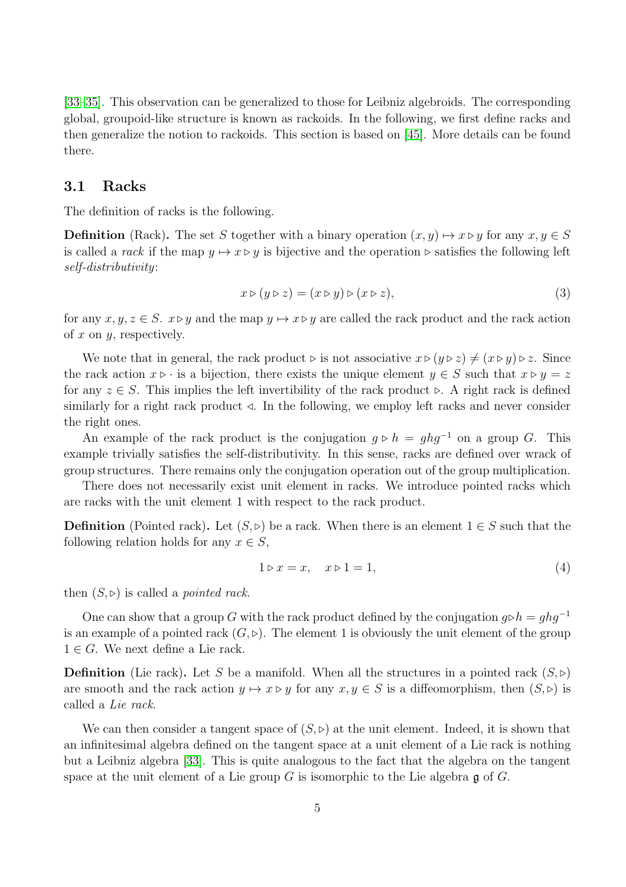[33–35]. This observation can be generalized to those for Leibniz algebroids. The corresponding global, groupoid-like structure is known as rackoids. In the following, we first define racks and then generalize the notion to rackoids. This section is based on [45]. More details can be found there.

## 3.1 Racks

The definition of racks is the following.

**Definition** (Rack)**.** The set $S$ together with a binary operation $(x, y) \mapsto x \triangleright y$ for any $x, y \in S$ is called a *rack* if the map $y \mapsto x \triangleright y$ is bijective and the operation $\triangleright$ satisfies the following left *self-distributivity*:

$$x \triangleright (y \triangleright z) = (x \triangleright y) \triangleright (x \triangleright z), \tag{3}$$

for any $x, y, z \in S$. $x \triangleright y$ and the map $y \mapsto x \triangleright y$ are called the rack product and the rack action of $x$ on $y$, respectively.

We note that in general, the rack product $\triangleright$ is not associative $x \triangleright (y \triangleright z) \neq (x \triangleright y) \triangleright z$. Since the rack action $x \triangleright \cdot$ is a bijection, there exists the unique element $y \in S$ such that $x \triangleright y = z$ for any $z \in S$. This implies the left invertibility of the rack product $\triangleright$. A right rack is defined similarly for a right rack product $\triangleleft$. In the following, we employ left racks and never consider the right ones.

An example of the rack product is the conjugation $g \triangleright h = ghg^{-1}$ on a group $G$. This example trivially satisfies the self-distributivity. In this sense, racks are defined over wrack of group structures. There remains only the conjugation operation out of the group multiplication.

There does not necessarily exist unit element in racks. We introduce pointed racks which are racks with the unit element 1 with respect to the rack product.

**Definition** (Pointed rack)**.** Let $(S, \triangleright)$ be a rack. When there is an element $1 \in S$ such that the following relation holds for any $x \in S$,

$$1 \triangleright x = x, \quad x \triangleright 1 = 1, \tag{4}$$

then $(S, \triangleright)$ is called a *pointed rack*.

One can show that a group $G$ with the rack product defined by the conjugation $g \triangleright h = ghg^{-1}$ is an example of a pointed rack $(G, \triangleright)$. The element 1 is obviously the unit element of the group $1 \in G$. We next define a Lie rack.

**Definition** (Lie rack)**.** Let $S$ be a manifold. When all the structures in a pointed rack $(S, \triangleright)$ are smooth and the rack action $y \mapsto x \triangleright y$ for any $x, y \in S$ is a diffeomorphism, then $(S, \triangleright)$ is called a *Lie rack*.

We can then consider a tangent space of $(S, \triangleright)$ at the unit element. Indeed, it is shown that an infinitesimal algebra defined on the tangent space at a unit element of a Lie rack is nothing but a Leibniz algebra [33]. This is quite analogous to the fact that the algebra on the tangent space at the unit element of a Lie group $G$ is isomorphic to the Lie algebra $\mathfrak{g}$ of $G$.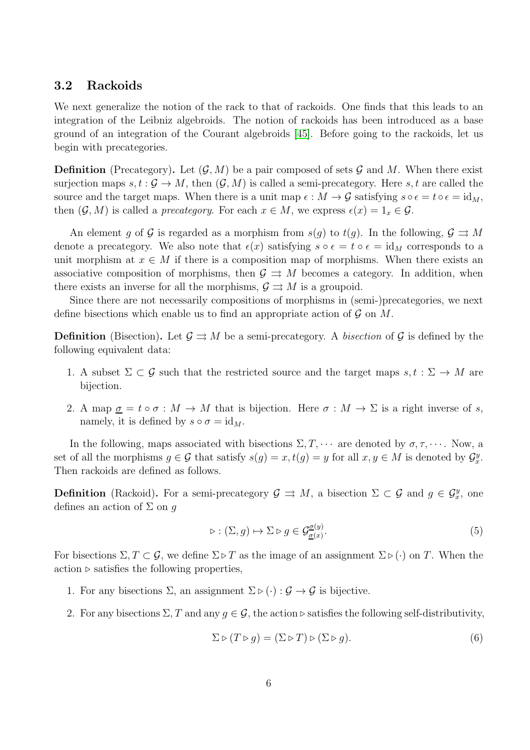### 3.2 Rackoids

We next generalize the notion of the rack to that of rackoids. One finds that this leads to an integration of the Leibniz algebroids. The notion of rackoids has been introduced as a base ground of an integration of the Courant algebroids [45]. Before going to the rackoids, let us begin with precategories.

**Definition** (Precategory)**.** Let $(\mathcal{G}, M)$ be a pair composed of sets $\mathcal{G}$ and $M$. When there exist surjection maps $s, t : \mathcal{G} \to M$, then $(\mathcal{G}, M)$ is called a semi-precategory. Here $s, t$ are called the source and the target maps. When there is a unit map $\epsilon : M \to \mathcal{G}$ satisfying $s \circ \epsilon = t \circ \epsilon = \mathrm{id}_M$, then $(\mathcal{G}, M)$ is called a *precategory*. For each $x \in M$, we express $\epsilon(x) = 1_x \in \mathcal{G}$.

An element $g$ of $\mathcal{G}$ is regarded as a morphism from $s(g)$ to $t(g)$. In the following, $\mathcal{G} \rightrightarrows M$ denote a precategory. We also note that $\epsilon(x)$ satisfying $s \circ \epsilon = t \circ \epsilon = \mathrm{id}_M$ corresponds to a unit morphism at $x \in M$ if there is a composition map of morphisms. When there exists an associative composition of morphisms, then $\mathcal{G} \rightrightarrows M$ becomes a category. In addition, when there exists an inverse for all the morphisms, $\mathcal{G} \rightrightarrows M$ is a groupoid.

Since there are not necessarily compositions of morphisms in (semi-)precategories, we next define bisections which enable us to find an appropriate action of $\mathcal{G}$ on $M$.

**Definition** (Bisection)**.** Let $\mathcal{G} \rightrightarrows M$ be a semi-precategory. A *bisection* of $\mathcal{G}$ is defined by the following equivalent data:

1. A subset $\Sigma \subset \mathcal{G}$ such that the restricted source and the target maps $s, t : \Sigma \to M$ are bijection.
2. A map $\underline{\sigma} = t \circ \sigma : M \to M$ that is bijection. Here $\sigma : M \to \Sigma$ is a right inverse of $s$, namely, it is defined by $s \circ \sigma = \mathrm{id}_M$.

In the following, maps associated with bisections $\Sigma, T, \cdots$ are denoted by $\sigma, \tau, \cdots$. Now, a set of all the morphisms $g \in \mathcal{G}$ that satisfy $s(g) = x, t(g) = y$ for all $x, y \in M$ is denoted by $\mathcal{G}_x^y$. Then rackoids are defined as follows.

**Definition** (Rackoid)**.** For a semi-precategory $\mathcal{G} \rightrightarrows M$, a bisection $\Sigma \subset \mathcal{G}$ and $g \in \mathcal{G}_x^y$, one defines an action of $\Sigma$ on $g$

$$\triangleright : (\Sigma, g) \mapsto \Sigma \triangleright g \in \mathcal{G}_{\underline{\sigma}(x)}^{\underline{\sigma}(y)}. \tag{5}$$

For bisections $\Sigma, T \subset \mathcal{G}$, we define $\Sigma \triangleright T$ as the image of an assignment $\Sigma \triangleright (\cdot)$ on $T$. When the action $\triangleright$ satisfies the following properties,

1. For any bisections $\Sigma$, an assignment $\Sigma \triangleright (\cdot) : \mathcal{G} \to \mathcal{G}$ is bijective.
2. For any bisections $\Sigma, T$ and any $g \in \mathcal{G}$, the action $\triangleright$ satisfies the following self-distributivity,

$$\Sigma \triangleright (T \triangleright g) = (\Sigma \triangleright T) \triangleright (\Sigma \triangleright g). \tag{6}$$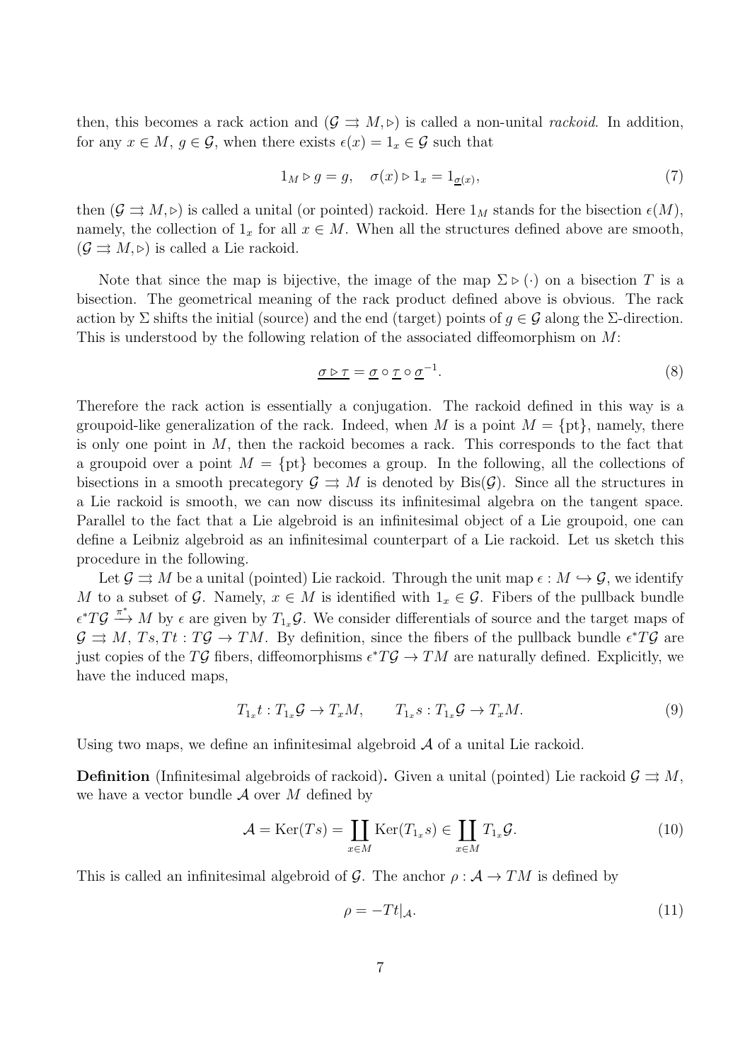then, this becomes a rack action and $(\mathcal{G} \rightrightarrows M, \triangleright)$ is called a non-unital *rackoid*. In addition, for any $x \in M$, $g \in \mathcal{G}$, when there exists $\epsilon(x) = 1_x \in \mathcal{G}$ such that

$$1_M \triangleright g = g, \quad \sigma(x) \triangleright 1_x = 1_{\underline{\sigma}(x)}, \tag{7}$$

then $(\mathcal{G} \rightrightarrows M, \triangleright)$ is called a unital (or pointed) rackoid. Here $1_M$ stands for the bisection $\epsilon(M)$, namely, the collection of $1_x$ for all $x \in M$. When all the structures defined above are smooth, $(\mathcal{G} \rightrightarrows M, \triangleright)$ is called a Lie rackoid.

Note that since the map is bijective, the image of the map $\Sigma \triangleright (\cdot)$ on a bisection $T$ is a bisection. The geometrical meaning of the rack product defined above is obvious. The rack action by $\Sigma$ shifts the initial (source) and the end (target) points of $g \in \mathcal{G}$ along the $\Sigma$-direction. This is understood by the following relation of the associated diffeomorphism on $M$:

$$\underline{\sigma \triangleright \tau} = \underline{\sigma} \circ \underline{\tau} \circ \underline{\sigma}^{-1}. \tag{8}$$

Therefore the rack action is essentially a conjugation. The rackoid defined in this way is a groupoid-like generalization of the rack. Indeed, when $M$ is a point $M = \{\mathrm{pt}\}$, namely, there is only one point in $M$, then the rackoid becomes a rack. This corresponds to the fact that a groupoid over a point $M = \{\mathrm{pt}\}$ becomes a group. In the following, all the collections of bisections in a smooth precategory $\mathcal{G} \rightrightarrows M$ is denoted by $\mathrm{Bis}(\mathcal{G})$. Since all the structures in a Lie rackoid is smooth, we can now discuss its infinitesimal algebra on the tangent space. Parallel to the fact that a Lie algebroid is an infinitesimal object of a Lie groupoid, one can define a Leibniz algebroid as an infinitesimal counterpart of a Lie rackoid. Let us sketch this procedure in the following.

Let $\mathcal{G} \rightrightarrows M$ be a unital (pointed) Lie rackoid. Through the unit map $\epsilon : M \hookrightarrow \mathcal{G}$, we identify $M$ to a subset of $\mathcal{G}$. Namely, $x \in M$ is identified with $1_x \in \mathcal{G}$. Fibers of the pullback bundle $\epsilon^* T\mathcal{G} \xrightarrow{\pi^*} M$ by $\epsilon$ are given by $T_{1_x}\mathcal{G}$. We consider differentials of source and the target maps of $\mathcal{G} \rightrightarrows M$, $Ts, Tt : T\mathcal{G} \to TM$. By definition, since the fibers of the pullback bundle $\epsilon^* T\mathcal{G}$ are just copies of the $T\mathcal{G}$ fibers, diffeomorphisms $\epsilon^* T\mathcal{G} \to TM$ are naturally defined. Explicitly, we have the induced maps,

$$T_{1_x} t : T_{1_x}\mathcal{G} \to T_x M, \qquad T_{1_x} s : T_{1_x}\mathcal{G} \to T_x M. \tag{9}$$

Using two maps, we define an infinitesimal algebroid $\mathcal{A}$ of a unital Lie rackoid.

**Definition** (Infinitesimal algebroids of rackoid)**.** Given a unital (pointed) Lie rackoid $\mathcal{G} \rightrightarrows M$, we have a vector bundle $\mathcal{A}$ over $M$ defined by

$$\mathcal{A} = \mathrm{Ker}(Ts) = \coprod_{x \in M} \mathrm{Ker}(T_{1_x} s) \in \coprod_{x \in M} T_{1_x}\mathcal{G}. \tag{10}$$

This is called an infinitesimal algebroid of $\mathcal{G}$. The anchor $\rho : \mathcal{A} \to TM$ is defined by

$$\rho = -Tt|_{\mathcal{A}}. \tag{11}$$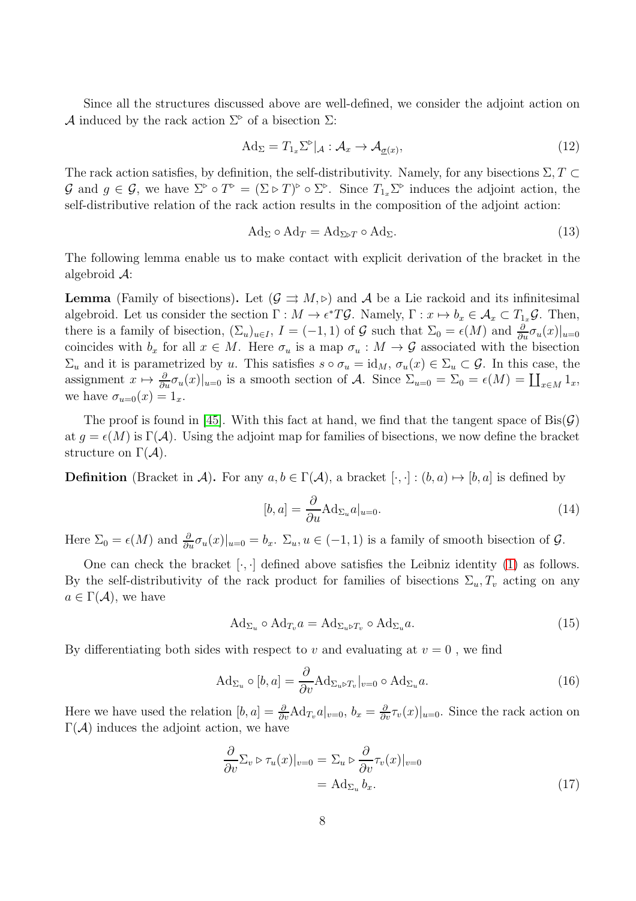Since all the structures discussed above are well-defined, we consider the adjoint action on $\mathcal{A}$ induced by the rack action $\Sigma^{\triangleright}$ of a bisection $\Sigma$:

$$\mathrm{Ad}_{\Sigma} = T_{1_x}\Sigma^{\triangleright}|_{\mathcal{A}} : \mathcal{A}_x \to \mathcal{A}_{\underline{\sigma}(x)}, \tag{12}$$

The rack action satisfies, by definition, the self-distributivity. Namely, for any bisections $\Sigma, T \subset \mathcal{G}$ and $g \in \mathcal{G}$, we have $\Sigma^{\triangleright} \circ T^{\triangleright} = (\Sigma \triangleright T)^{\triangleright} \circ \Sigma^{\triangleright}$. Since $T_{1_x}\Sigma^{\triangleright}$ induces the adjoint action, the self-distributive relation of the rack action results in the composition of the adjoint action:

$$\mathrm{Ad}_{\Sigma} \circ \mathrm{Ad}_{T} = \mathrm{Ad}_{\Sigma \triangleright T} \circ \mathrm{Ad}_{\Sigma}. \tag{13}$$

The following lemma enable us to make contact with explicit derivation of the bracket in the algebroid $\mathcal{A}$:

**Lemma** (Family of bisections)**.** Let $(\mathcal{G} \rightrightarrows M, \triangleright)$ and $\mathcal{A}$ be a Lie rackoid and its infinitesimal algebroid. Let us consider the section $\Gamma : M \to \epsilon^* T\mathcal{G}$. Namely, $\Gamma : x \mapsto b_x \in \mathcal{A}_x \subset T_{1_x}\mathcal{G}$. Then, there is a family of bisection, $(\Sigma_u)_{u \in I}$, $I = (-1, 1)$ of $\mathcal{G}$ such that $\Sigma_0 = \epsilon(M)$ and $\frac{\partial}{\partial u}\sigma_u(x)|_{u=0}$ coincides with $b_x$ for all $x \in M$. Here $\sigma_u$ is a map $\sigma_u : M \to \mathcal{G}$ associated with the bisection $\Sigma_u$ and it is parametrized by $u$. This satisfies $s \circ \sigma_u = \mathrm{id}_M$, $\sigma_u(x) \in \Sigma_u \subset \mathcal{G}$. In this case, the assignment $x \mapsto \frac{\partial}{\partial u}\sigma_u(x)|_{u=0}$ is a smooth section of $\mathcal{A}$. Since $\Sigma_{u=0} = \Sigma_0 = \epsilon(M) = \coprod_{x \in M} 1_x$, we have $\sigma_{u=0}(x) = 1_x$.

The proof is found in [45]. With this fact at hand, we find that the tangent space of $\mathrm{Bis}(\mathcal{G})$ at $g = \epsilon(M)$ is $\Gamma(\mathcal{A})$. Using the adjoint map for families of bisections, we now define the bracket structure on $\Gamma(\mathcal{A})$.

**Definition** (Bracket in $\mathcal{A}$)**.** For any $a, b \in \Gamma(\mathcal{A})$, a bracket $[\cdot, \cdot] : (b, a) \mapsto [b, a]$ is defined by

$$[b, a] = \frac{\partial}{\partial u}\mathrm{Ad}_{\Sigma_u} a|_{u=0}. \tag{14}$$

Here $\Sigma_0 = \epsilon(M)$ and $\frac{\partial}{\partial u}\sigma_u(x)|_{u=0} = b_x$. $\Sigma_u, u \in (-1, 1)$ is a family of smooth bisection of $\mathcal{G}$.

One can check the bracket $[\cdot, \cdot]$ defined above satisfies the Leibniz identity (1) as follows. By the self-distributivity of the rack product for families of bisections $\Sigma_u, T_v$ acting on any $a \in \Gamma(\mathcal{A})$, we have

$$\mathrm{Ad}_{\Sigma_u} \circ \mathrm{Ad}_{T_v} a = \mathrm{Ad}_{\Sigma_u \triangleright T_v} \circ \mathrm{Ad}_{\Sigma_u} a. \tag{15}$$

By differentiating both sides with respect to $v$ and evaluating at $v = 0$ , we find

$$\mathrm{Ad}_{\Sigma_u} \circ [b, a] = \frac{\partial}{\partial v}\mathrm{Ad}_{\Sigma_u \triangleright T_v}|_{v=0} \circ \mathrm{Ad}_{\Sigma_u} a. \tag{16}$$

Here we have used the relation $[b, a] = \frac{\partial}{\partial v}\mathrm{Ad}_{T_v} a|_{v=0}$, $b_x = \frac{\partial}{\partial v}\tau_v(x)|_{u=0}$. Since the rack action on $\Gamma(\mathcal{A})$ induces the adjoint action, we have

$$\begin{aligned}\frac{\partial}{\partial v}\Sigma_v \triangleright \tau_u(x)|_{v=0} &= \Sigma_u \triangleright \frac{\partial}{\partial v}\tau_v(x)|_{v=0} \\ &= \mathrm{Ad}_{\Sigma_u} b_x.\end{aligned} \tag{17}$$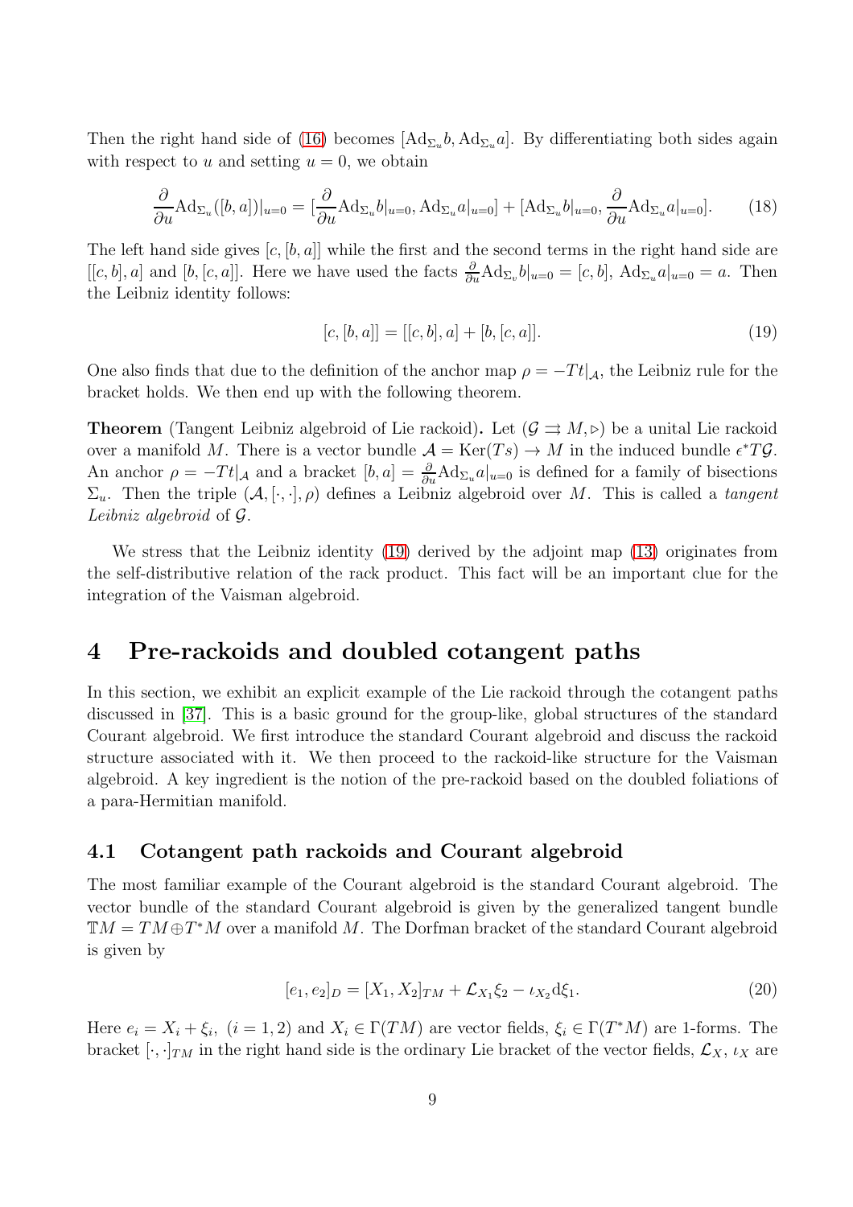Then the right hand side of (16) becomes $[\mathrm{Ad}_{\Sigma_u} b, \mathrm{Ad}_{\Sigma_u} a]$. By differentiating both sides again with respect to $u$ and setting $u = 0$, we obtain

$$\frac{\partial}{\partial u}\mathrm{Ad}_{\Sigma_u}([b,a])|_{u=0} = [\frac{\partial}{\partial u}\mathrm{Ad}_{\Sigma_u} b|_{u=0}, \mathrm{Ad}_{\Sigma_u} a|_{u=0}] + [\mathrm{Ad}_{\Sigma_u} b|_{u=0}, \frac{\partial}{\partial u}\mathrm{Ad}_{\Sigma_u} a|_{u=0}]. \tag{18}$$

The left hand side gives $[c,[b,a]]$ while the first and the second terms in the right hand side are $[[c,b],a]$ and $[b,[c,a]]$. Here we have used the facts $\frac{\partial}{\partial u}\mathrm{Ad}_{\Sigma_v} b|_{u=0} = [c,b]$, $\mathrm{Ad}_{\Sigma_u} a|_{u=0} = a$. Then the Leibniz identity follows:

$$[c,[b,a]] = [[c,b],a] + [b,[c,a]]. \tag{19}$$

One also finds that due to the definition of the anchor map $\rho = -Tt|_{\mathcal{A}}$, the Leibniz rule for the bracket holds. We then end up with the following theorem.

**Theorem** (Tangent Leibniz algebroid of Lie rackoid)**.** Let $(\mathcal{G} \rightrightarrows M, \triangleright)$ be a unital Lie rackoid over a manifold $M$. There is a vector bundle $\mathcal{A} = \mathrm{Ker}(Ts) \to M$ in the induced bundle $\epsilon^* T\mathcal{G}$. An anchor $\rho = -Tt|_{\mathcal{A}}$ and a bracket $[b,a] = \frac{\partial}{\partial u}\mathrm{Ad}_{\Sigma_u} a|_{u=0}$ is defined for a family of bisections $\Sigma_u$. Then the triple $(\mathcal{A}, [\cdot,\cdot], \rho)$ defines a Leibniz algebroid over $M$. This is called a *tangent Leibniz algebroid* of $\mathcal{G}$.

We stress that the Leibniz identity (19) derived by the adjoint map (13) originates from the self-distributive relation of the rack product. This fact will be an important clue for the integration of the Vaisman algebroid.

# 4 Pre-rackoids and doubled cotangent paths

In this section, we exhibit an explicit example of the Lie rackoid through the cotangent paths discussed in [37]. This is a basic ground for the group-like, global structures of the standard Courant algebroid. We first introduce the standard Courant algebroid and discuss the rackoid structure associated with it. We then proceed to the rackoid-like structure for the Vaisman algebroid. A key ingredient is the notion of the pre-rackoid based on the doubled foliations of a para-Hermitian manifold.

## 4.1 Cotangent path rackoids and Courant algebroid

The most familiar example of the Courant algebroid is the standard Courant algebroid. The vector bundle of the standard Courant algebroid is given by the generalized tangent bundle $\mathbb{T}M = TM \oplus T^*M$ over a manifold $M$. The Dorfman bracket of the standard Courant algebroid is given by

$$[e_1, e_2]_D = [X_1, X_2]_{TM} + \mathcal{L}_{X_1}\xi_2 - \iota_{X_2} \mathrm{d}\xi_1. \tag{20}$$

Here $e_i = X_i + \xi_i$, $(i = 1,2)$ and $X_i \in \Gamma(TM)$ are vector fields, $\xi_i \in \Gamma(T^*M)$ are 1-forms. The bracket $[\cdot,\cdot]_{TM}$ in the right hand side is the ordinary Lie bracket of the vector fields, $\mathcal{L}_X$, $\iota_X$ are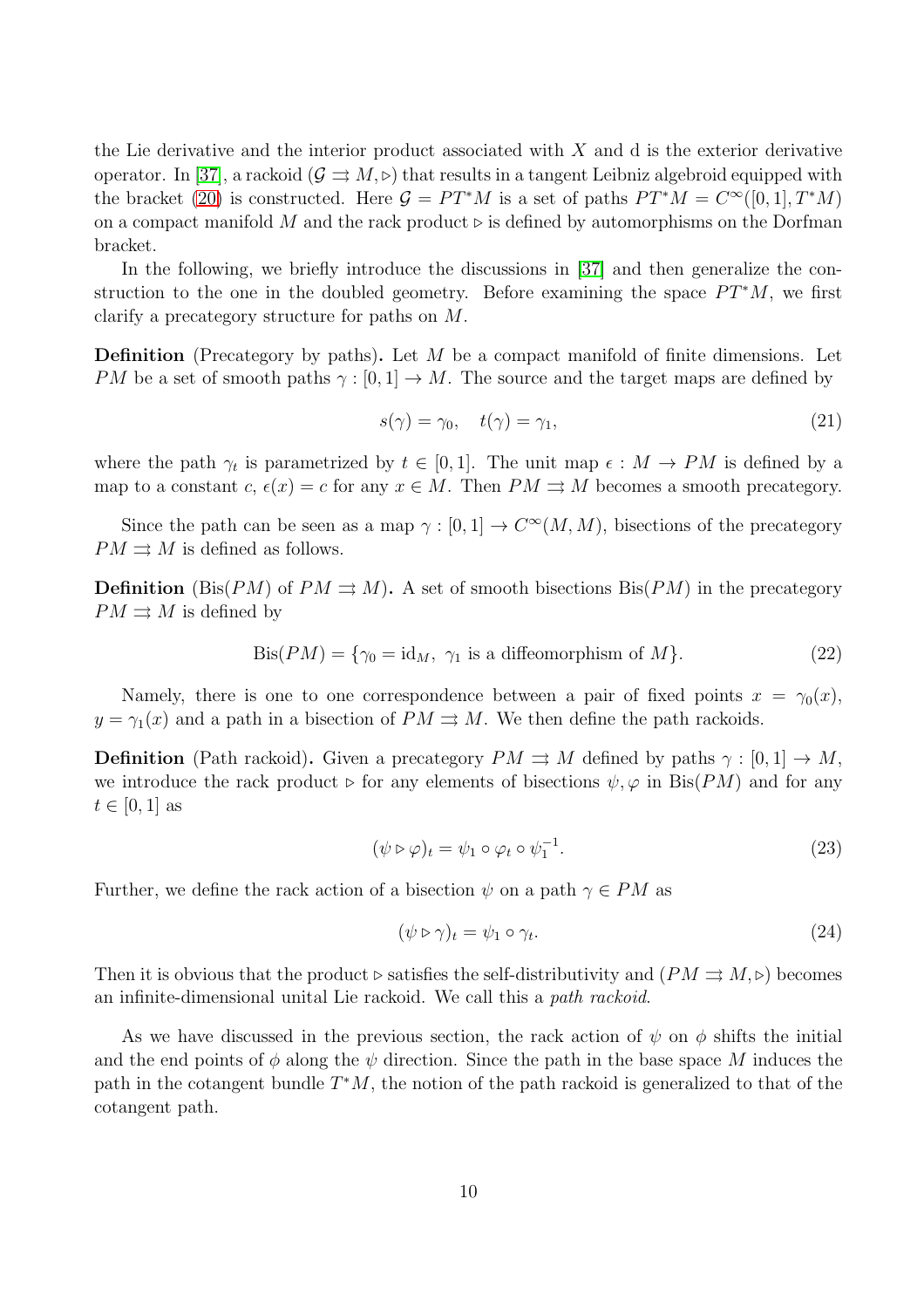the Lie derivative and the interior product associated with $X$ and d is the exterior derivative operator. In [37], a rackoid $(\mathcal{G} \rightrightarrows M, \triangleright)$ that results in a tangent Leibniz algebroid equipped with the bracket (20) is constructed. Here $\mathcal{G} = PT^*M$ is a set of paths $PT^*M = C^\infty([0,1], T^*M)$ on a compact manifold $M$ and the rack product $\triangleright$ is defined by automorphisms on the Dorfman bracket.

In the following, we briefly introduce the discussions in [37] and then generalize the construction to the one in the doubled geometry. Before examining the space $PT^*M$, we first clarify a precategory structure for paths on $M$.

**Definition** (Precategory by paths)**.** Let $M$ be a compact manifold of finite dimensions. Let $PM$ be a set of smooth paths $\gamma : [0,1] \to M$. The source and the target maps are defined by

$$s(\gamma) = \gamma_0, \quad t(\gamma) = \gamma_1, \tag{21}$$

where the path $\gamma_t$ is parametrized by $t \in [0,1]$. The unit map $\epsilon : M \to PM$ is defined by a map to a constant $c$, $\epsilon(x) = c$ for any $x \in M$. Then $PM \rightrightarrows M$ becomes a smooth precategory.

Since the path can be seen as a map $\gamma : [0,1] \to C^\infty(M, M)$, bisections of the precategory $PM \rightrightarrows M$ is defined as follows.

**Definition** ($\mathrm{Bis}(PM)$ of $PM \rightrightarrows M$)**.** A set of smooth bisections $\mathrm{Bis}(PM)$ in the precategory $PM \rightrightarrows M$ is defined by

$$\mathrm{Bis}(PM) = \{\gamma_0 = \mathrm{id}_M, \ \gamma_1 \text{ is a diffeomorphism of } M\}. \tag{22}$$

Namely, there is one to one correspondence between a pair of fixed points $x = \gamma_0(x)$, $y = \gamma_1(x)$ and a path in a bisection of $PM \rightrightarrows M$. We then define the path rackoids.

**Definition** (Path rackoid)**.** Given a precategory $PM \rightrightarrows M$ defined by paths $\gamma : [0,1] \to M$, we introduce the rack product $\triangleright$ for any elements of bisections $\psi, \varphi$ in $\mathrm{Bis}(PM)$ and for any $t \in [0,1]$ as

$$(\psi \triangleright \varphi)_t = \psi_1 \circ \varphi_t \circ \psi_1^{-1}. \tag{23}$$

Further, we define the rack action of a bisection $\psi$ on a path $\gamma \in PM$ as

$$(\psi \triangleright \gamma)_t = \psi_1 \circ \gamma_t. \tag{24}$$

Then it is obvious that the product $\triangleright$ satisfies the self-distributivity and $(PM \rightrightarrows M, \triangleright)$ becomes an infinite-dimensional unital Lie rackoid. We call this a *path rackoid*.

As we have discussed in the previous section, the rack action of $\psi$ on $\phi$ shifts the initial and the end points of $\phi$ along the $\psi$ direction. Since the path in the base space $M$ induces the path in the cotangent bundle $T^*M$, the notion of the path rackoid is generalized to that of the cotangent path.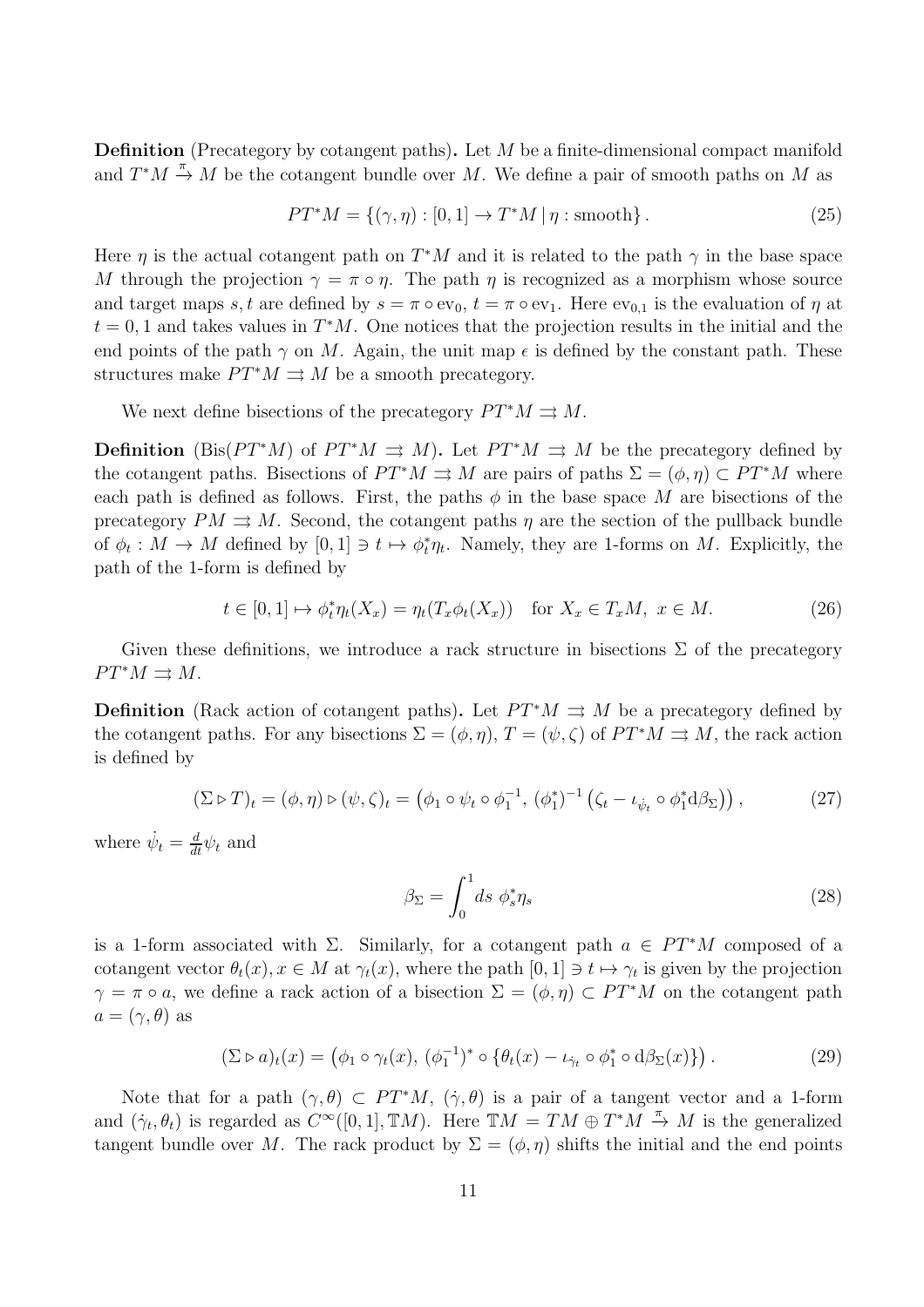**Definition** (Precategory by cotangent paths)**.** Let $M$ be a finite-dimensional compact manifold and $T^*M \xrightarrow{\pi} M$ be the cotangent bundle over $M$. We define a pair of smooth paths on $M$ as

$$PT^*M = \{(\gamma, \eta) : [0,1] \to T^*M \,|\, \eta : \text{smooth}\}\,. \tag{25}$$

Here $\eta$ is the actual cotangent path on $T^*M$ and it is related to the path $\gamma$ in the base space $M$ through the projection $\gamma = \pi \circ \eta$. The path $\eta$ is recognized as a morphism whose source and target maps $s, t$ are defined by $s = \pi \circ \mathrm{ev}_0$, $t = \pi \circ \mathrm{ev}_1$. Here $\mathrm{ev}_{0,1}$ is the evaluation of $\eta$ at $t = 0, 1$ and takes values in $T^*M$. One notices that the projection results in the initial and the end points of the path $\gamma$ on $M$. Again, the unit map $\epsilon$ is defined by the constant path. These structures make $PT^*M \rightrightarrows M$ be a smooth precategory.

We next define bisections of the precategory $PT^*M \rightrightarrows M$.

**Definition** ($\mathrm{Bis}(PT^*M)$ of $PT^*M \rightrightarrows M$)**.** Let $PT^*M \rightrightarrows M$ be the precategory defined by the cotangent paths. Bisections of $PT^*M \rightrightarrows M$ are pairs of paths $\Sigma = (\phi, \eta) \subset PT^*M$ where each path is defined as follows. First, the paths $\phi$ in the base space $M$ are bisections of the precategory $PM \rightrightarrows M$. Second, the cotangent paths $\eta$ are the section of the pullback bundle of $\phi_t : M \to M$ defined by $[0,1] \ni t \mapsto \phi_t^* \eta_t$. Namely, they are 1-forms on $M$. Explicitly, the path of the 1-form is defined by

$$t \in [0,1] \mapsto \phi_t^* \eta_t(X_x) = \eta_t(T_x \phi_t(X_x)) \quad \text{for } X_x \in T_x M,\ x \in M. \tag{26}$$

Given these definitions, we introduce a rack structure in bisections $\Sigma$ of the precategory $PT^*M \rightrightarrows M$.

**Definition** (Rack action of cotangent paths)**.** Let $PT^*M \rightrightarrows M$ be a precategory defined by the cotangent paths. For any bisections $\Sigma = (\phi, \eta)$, $T = (\psi, \zeta)$ of $PT^*M \rightrightarrows M$, the rack action is defined by

$$(\Sigma \triangleright T)_t = (\phi, \eta) \triangleright (\psi, \zeta)_t = \left(\phi_1 \circ \psi_t \circ \phi_1^{-1},\ (\phi_1^*)^{-1}\left(\zeta_t - \iota_{\dot{\psi}_t} \circ \phi_1^* \mathrm{d}\beta_\Sigma\right)\right), \tag{27}$$

where $\dot{\psi}_t = \frac{d}{dt}\psi_t$ and

$$\beta_\Sigma = \int_0^1 ds\ \phi_s^* \eta_s \tag{28}$$

is a 1-form associated with $\Sigma$. Similarly, for a cotangent path $a \in PT^*M$ composed of a cotangent vector $\theta_t(x), x \in M$ at $\gamma_t(x)$, where the path $[0,1] \ni t \mapsto \gamma_t$ is given by the projection $\gamma = \pi \circ a$, we define a rack action of a bisection $\Sigma = (\phi, \eta) \subset PT^*M$ on the cotangent path $a = (\gamma, \theta)$ as

$$(\Sigma \triangleright a)_t(x) = \left(\phi_1 \circ \gamma_t(x),\ (\phi_1^{-1})^* \circ \{\theta_t(x) - \iota_{\dot{\gamma}_t} \circ \phi_1^* \circ \mathrm{d}\beta_\Sigma(x)\}\right). \tag{29}$$

Note that for a path $(\gamma, \theta) \subset PT^*M$, $(\dot{\gamma}, \theta)$ is a pair of a tangent vector and a 1-form and $(\dot{\gamma}_t, \theta_t)$ is regarded as $C^\infty([0,1], \mathbb{T}M)$. Here $\mathbb{T}M = TM \oplus T^*M \xrightarrow{\pi} M$ is the generalized tangent bundle over $M$. The rack product by $\Sigma = (\phi, \eta)$ shifts the initial and the end points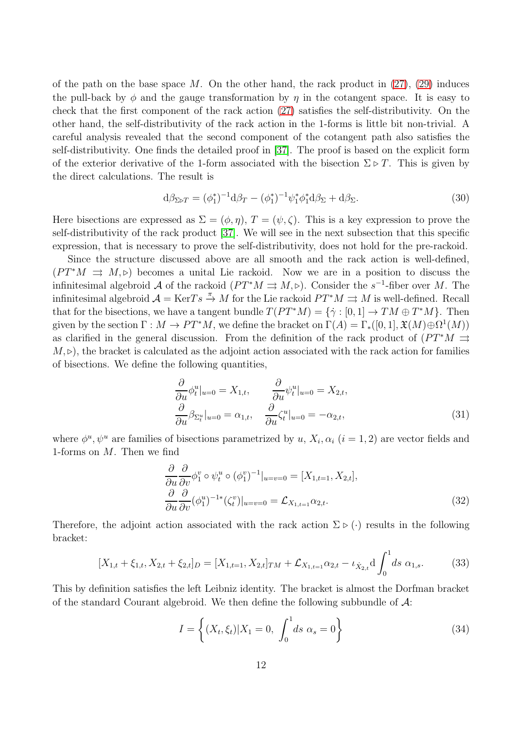of the path on the base space $M$. On the other hand, the rack product in (27), (29) induces the pull-back by $\phi$ and the gauge transformation by $\eta$ in the cotangent space. It is easy to check that the first component of the rack action (27) satisfies the self-distributivity. On the other hand, the self-distributivity of the rack action in the 1-forms is little bit non-trivial. A careful analysis revealed that the second component of the cotangent path also satisfies the self-distributivity. One finds the detailed proof in [37]. The proof is based on the explicit form of the exterior derivative of the 1-form associated with the bisection $\Sigma \triangleright T$. This is given by the direct calculations. The result is

$$\mathrm{d}\beta_{\Sigma \triangleright T} = (\phi_1^*)^{-1}\mathrm{d}\beta_T - (\phi_1^*)^{-1}\psi_1^*\phi_1^*\mathrm{d}\beta_\Sigma + \mathrm{d}\beta_\Sigma. \tag{30}$$

Here bisections are expressed as $\Sigma = (\phi, \eta)$, $T = (\psi, \zeta)$. This is a key expression to prove the self-distributivity of the rack product [37]. We will see in the next subsection that this specific expression, that is necessary to prove the self-distributivity, does not hold for the pre-rackoid.

Since the structure discussed above are all smooth and the rack action is well-defined, $(PT^*M \rightrightarrows M, \triangleright)$ becomes a unital Lie rackoid. Now we are in a position to discuss the infinitesimal algebroid $\mathcal{A}$ of the rackoid $(PT^*M \rightrightarrows M, \triangleright)$. Consider the $s^{-1}$-fiber over $M$. The infinitesimal algebroid $\mathcal{A} = \mathrm{Ker}Ts \xrightarrow{\pi} M$ for the Lie rackoid $PT^*M \rightrightarrows M$ is well-defined. Recall that for the bisections, we have a tangent bundle $T(PT^*M) = \{\dot{\gamma} : [0,1] \to TM \oplus T^*M\}$. Then given by the section $\Gamma : M \to PT^*M$, we define the bracket on $\Gamma(A) = \Gamma_*([0,1], \mathfrak{X}(M) \oplus \Omega^1(M))$ as clarified in the general discussion. From the definition of the rack product of $(PT^*M \rightrightarrows M, \triangleright)$, the bracket is calculated as the adjoint action associated with the rack action for families of bisections. We define the following quantities,

$$\begin{aligned}
\frac{\partial}{\partial u}\phi_t^u|_{u=0} &= X_{1,t}, \qquad \frac{\partial}{\partial u}\psi_t^u|_{u=0} = X_{2,t}, \\
\frac{\partial}{\partial u}\beta_{\Sigma_t^u}|_{u=0} &= \alpha_{1,t}, \quad \frac{\partial}{\partial u}\zeta_t^u|_{u=0} = -\alpha_{2,t},
\end{aligned} \tag{31}$$

where $\phi^u, \psi^u$ are families of bisections parametrized by $u$, $X_i, \alpha_i$ $(i = 1, 2)$ are vector fields and 1-forms on $M$. Then we find

$$\begin{aligned}
\frac{\partial}{\partial u}\frac{\partial}{\partial v}\phi_1^v \circ \psi_t^u \circ (\phi_1^v)^{-1}|_{u=v=0} &= [X_{1,t=1}, X_{2,t}], \\
\frac{\partial}{\partial u}\frac{\partial}{\partial v}(\phi_1^u)^{-1*}(\zeta_t^v)|_{u=v=0} &= \mathcal{L}_{X_{1,t=1}}\alpha_{2,t}.
\end{aligned} \tag{32}$$

Therefore, the adjoint action associated with the rack action $\Sigma \triangleright (\cdot)$ results in the following bracket:

$$[X_{1,t} + \xi_{1,t}, X_{2,t} + \xi_{2,t}]_D = [X_{1,t=1}, X_{2,t}]_{TM} + \mathcal{L}_{X_{1,t=1}}\alpha_{2,t} - \iota_{\dot{X}_{2,t}}\mathrm{d}\int_0^1 ds\ \alpha_{1,s}. \tag{33}$$

This by definition satisfies the left Leibniz identity. The bracket is almost the Dorfman bracket of the standard Courant algebroid. We then define the following subbundle of $\mathcal{A}$:

$$I = \left\{ (X_t, \xi_t) | X_1 = 0,\ \int_0^1 ds\ \alpha_s = 0 \right\} \tag{34}$$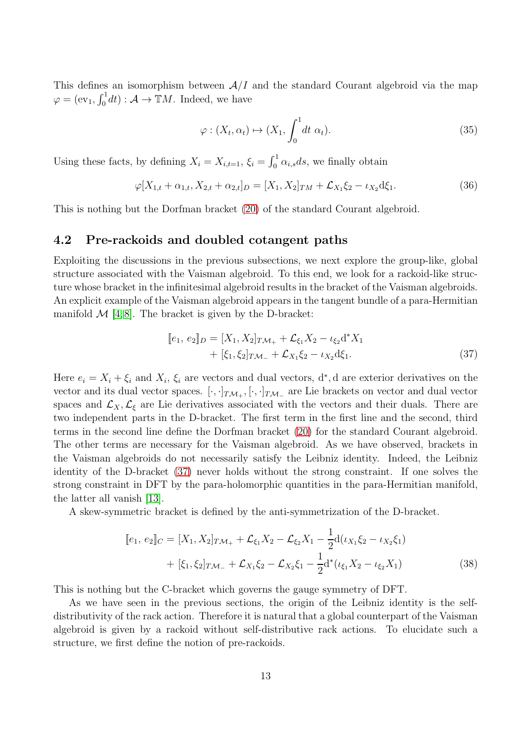This defines an isomorphism between $\mathcal{A}/I$ and the standard Courant algebroid via the map $\varphi = (\mathrm{ev}_1, \int_0^1 dt) : \mathcal{A} \to \mathbb{T}M$. Indeed, we have

$$\varphi : (X_t, \alpha_t) \mapsto (X_1, \int_0^1 dt\ \alpha_t). \tag{35}$$

Using these facts, by defining $X_i = X_{i,t=1}$, $\xi_i = \int_0^1 \alpha_{i,s} ds$, we finally obtain

$$\varphi[X_{1,t} + \alpha_{1,t}, X_{2,t} + \alpha_{2,t}]_D = [X_1, X_2]_{TM} + \mathcal{L}_{X_1}\xi_2 - \iota_{X_2}\mathrm{d}\xi_1. \tag{36}$$

This is nothing but the Dorfman bracket (20) of the standard Courant algebroid.

## 4.2 Pre-rackoids and doubled cotangent paths

Exploiting the discussions in the previous subsections, we next explore the group-like, global structure associated with the Vaisman algebroid. To this end, we look for a rackoid-like structure whose bracket in the infinitesimal algebroid results in the bracket of the Vaisman algebroids. An explicit example of the Vaisman algebroid appears in the tangent bundle of a para-Hermitian manifold $\mathcal{M}$ [4,8]. The bracket is given by the D-bracket:

$$\begin{aligned}
[\![e_1, e_2]\!]_D = &[X_1, X_2]_{T\mathcal{M}_+} + \mathcal{L}_{\xi_1} X_2 - \iota_{\xi_2}\mathrm{d}^* X_1 \\
&+ [\xi_1, \xi_2]_{T\mathcal{M}_-} + \mathcal{L}_{X_1}\xi_2 - \iota_{X_2}\mathrm{d}\xi_1.
\end{aligned} \tag{37}$$

Here $e_i = X_i + \xi_i$ and $X_i$, $\xi_i$ are vectors and dual vectors, $\mathrm{d}^*, \mathrm{d}$ are exterior derivatives on the vector and its dual vector spaces. $[\cdot,\cdot]_{T\mathcal{M}_+}, [\cdot,\cdot]_{T\mathcal{M}_-}$ are Lie brackets on vector and dual vector spaces and $\mathcal{L}_X, \mathcal{L}_\xi$ are Lie derivatives associated with the vectors and their duals. There are two independent parts in the D-bracket. The first term in the first line and the second, third terms in the second line define the Dorfman bracket (20) for the standard Courant algebroid. The other terms are necessary for the Vaisman algebroid. As we have observed, brackets in the Vaisman algebroids do not necessarily satisfy the Leibniz identity. Indeed, the Leibniz identity of the D-bracket (37) never holds without the strong constraint. If one solves the strong constraint in DFT by the para-holomorphic quantities in the para-Hermitian manifold, the latter all vanish [13].

A skew-symmetric bracket is defined by the anti-symmetrization of the D-bracket.

$$\begin{aligned}
[\![e_1, e_2]\!]_C = &[X_1, X_2]_{T\mathcal{M}_+} + \mathcal{L}_{\xi_1} X_2 - \mathcal{L}_{\xi_2} X_1 - \frac{1}{2}\mathrm{d}(\iota_{X_1}\xi_2 - \iota_{X_2}\xi_1) \\
&+ [\xi_1, \xi_2]_{T\mathcal{M}_-} + \mathcal{L}_{X_1}\xi_2 - \mathcal{L}_{X_2}\xi_1 - \frac{1}{2}\mathrm{d}^*(\iota_{\xi_1}X_2 - \iota_{\xi_2}X_1)
\end{aligned} \tag{38}$$

This is nothing but the C-bracket which governs the gauge symmetry of DFT.

As we have seen in the previous sections, the origin of the Leibniz identity is the self-distributivity of the rack action. Therefore it is natural that a global counterpart of the Vaisman algebroid is given by a rackoid without self-distributive rack actions. To elucidate such a structure, we first define the notion of pre-rackoids.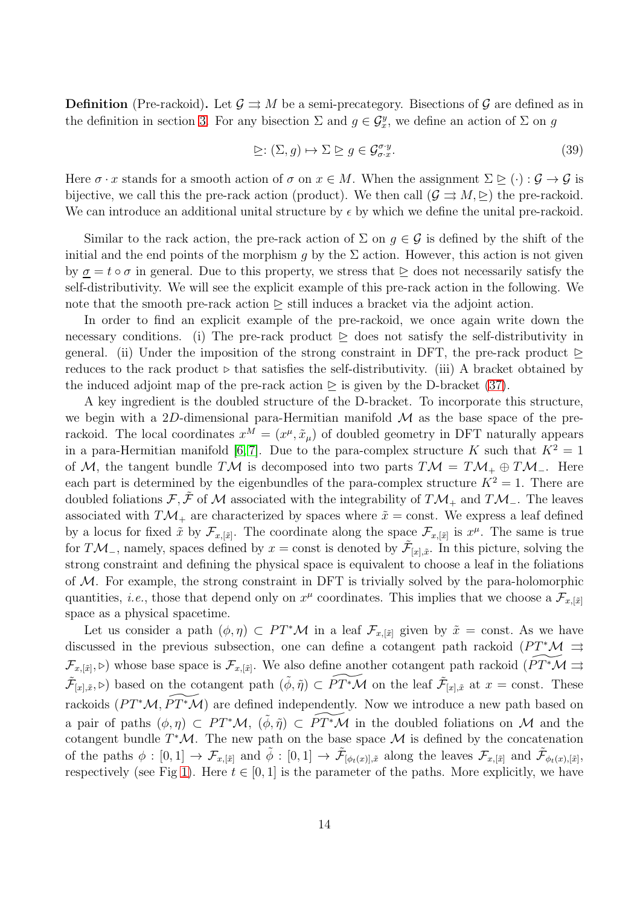**Definition** (Pre-rackoid)**.** Let $\mathcal{G} \rightrightarrows M$ be a semi-precategory. Bisections of $\mathcal{G}$ are defined as in the definition in section 3. For any bisection $\Sigma$ and $g \in \mathcal{G}_x^y$, we define an action of $\Sigma$ on $g$

$$\trianglerighteq\colon (\Sigma, g) \mapsto \Sigma \trianglerighteq g \in \mathcal{G}_{\sigma\cdot x}^{\sigma\cdot y}. \tag{39}$$

Here $\sigma \cdot x$ stands for a smooth action of $\sigma$ on $x \in M$. When the assignment $\Sigma \trianglerighteq (\cdot) : \mathcal{G} \to \mathcal{G}$ is bijective, we call this the pre-rack action (product). We then call $(\mathcal{G} \rightrightarrows M, \trianglerighteq)$ the pre-rackoid. We can introduce an additional unital structure by $\epsilon$ by which we define the unital pre-rackoid.

Similar to the rack action, the pre-rack action of $\Sigma$ on $g \in \mathcal{G}$ is defined by the shift of the initial and the end points of the morphism $g$ by the $\Sigma$ action. However, this action is not given by $\underline{\sigma} = t \circ \sigma$ in general. Due to this property, we stress that $\trianglerighteq$ does not necessarily satisfy the self-distributivity. We will see the explicit example of this pre-rack action in the following. We note that the smooth pre-rack action $\trianglerighteq$ still induces a bracket via the adjoint action.

In order to find an explicit example of the pre-rackoid, we once again write down the necessary conditions. (i) The pre-rack product $\trianglerighteq$ does not satisfy the self-distributivity in general. (ii) Under the imposition of the strong constraint in DFT, the pre-rack product $\trianglerighteq$ reduces to the rack product $\triangleright$ that satisfies the self-distributivity. (iii) A bracket obtained by the induced adjoint map of the pre-rack action $\trianglerighteq$ is given by the D-bracket (37).

A key ingredient is the doubled structure of the D-bracket. To incorporate this structure, we begin with a $2D$-dimensional para-Hermitian manifold $\mathcal{M}$ as the base space of the pre-rackoid. The local coordinates $x^M = (x^\mu, \tilde{x}_\mu)$ of doubled geometry in DFT naturally appears in a para-Hermitian manifold [6,7]. Due to the para-complex structure $K$ such that $K^2 = 1$ of $\mathcal{M}$, the tangent bundle $T\mathcal{M}$ is decomposed into two parts $T\mathcal{M} = T\mathcal{M}_+ \oplus T\mathcal{M}_-$. Here each part is determined by the eigenbundles of the para-complex structure $K^2 = 1$. There are doubled foliations $\mathcal{F}, \tilde{\mathcal{F}}$ of $\mathcal{M}$ associated with the integrability of $T\mathcal{M}_+$ and $T\mathcal{M}_-$. The leaves associated with $T\mathcal{M}_+$ are characterized by spaces where $\tilde{x} = \text{const}$. We express a leaf defined by a locus for fixed $\tilde{x}$ by $\mathcal{F}_{x,[\tilde{x}]}$. The coordinate along the space $\mathcal{F}_{x,[\tilde{x}]}$ is $x^\mu$. The same is true for $T\mathcal{M}_-$, namely, spaces defined by $x = \text{const}$ is denoted by $\tilde{\mathcal{F}}_{[x],\tilde{x}}$. In this picture, solving the strong constraint and defining the physical space is equivalent to choose a leaf in the foliations of $\mathcal{M}$. For example, the strong constraint in DFT is trivially solved by the para-holomorphic quantities, *i.e.*, those that depend only on $x^\mu$ coordinates. This implies that we choose a $\mathcal{F}_{x,[\tilde{x}]}$ space as a physical spacetime.

Let us consider a path $(\phi, \eta) \subset PT^*\mathcal{M}$ in a leaf $\mathcal{F}_{x,[\tilde{x}]}$ given by $\tilde{x} = \text{const}$. As we have discussed in the previous subsection, one can define a cotangent path rackoid $(PT^*\mathcal{M} \rightrightarrows \mathcal{F}_{x,[\tilde{x}]}, \triangleright)$ whose base space is $\mathcal{F}_{x,[\tilde{x}]}$. We also define another cotangent path rackoid $(\widetilde{PT^*\mathcal{M}} \rightrightarrows \tilde{\mathcal{F}}_{[x],\tilde{x}}, \triangleright)$ based on the cotangent path $(\tilde{\phi}, \tilde{\eta}) \subset \widetilde{PT^*\mathcal{M}}$ on the leaf $\tilde{\mathcal{F}}_{[x],\tilde{x}}$ at $x = \text{const}$. These rackoids $(PT^*\mathcal{M}, \widetilde{PT^*\mathcal{M}})$ are defined independently. Now we introduce a new path based on a pair of paths $(\phi, \eta) \subset PT^*\mathcal{M}$, $(\tilde{\phi}, \tilde{\eta}) \subset \widetilde{PT^*\mathcal{M}}$ in the doubled foliations on $\mathcal{M}$ and the cotangent bundle $T^*\mathcal{M}$. The new path on the base space $\mathcal{M}$ is defined by the concatenation of the paths $\phi : [0, 1] \to \mathcal{F}_{x,[\tilde{x}]}$ and $\tilde{\phi} : [0, 1] \to \tilde{\mathcal{F}}_{[\phi_t(x)],\tilde{x}}$ along the leaves $\mathcal{F}_{x,[\tilde{x}]}$ and $\tilde{\mathcal{F}}_{\phi_t(x),[\tilde{x}]}$, respectively (see Fig 1). Here $t \in [0, 1]$ is the parameter of the paths. More explicitly, we have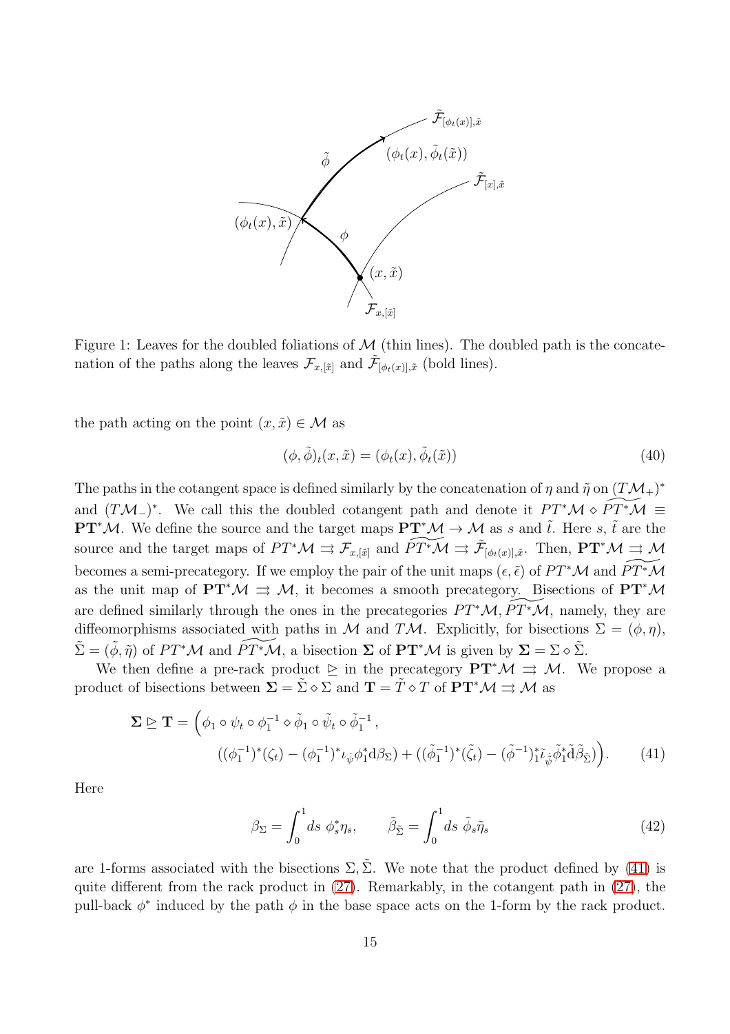$\tilde{\mathcal{F}}_{[\phi_t(x)],\tilde{x}}$

$\tilde{\phi}$

$(\phi_t(x), \tilde{\phi}_t(\tilde{x}))$

$\tilde{\mathcal{F}}_{[x],\tilde{x}}$

$(\phi_t(x), \tilde{x})$

$\phi$

$(x, \tilde{x})$

$\mathcal{F}_{x,[\tilde{x}]}$

Figure 1: Leaves for the doubled foliations of $\mathcal{M}$ (thin lines). The doubled path is the concatenation of the paths along the leaves $\mathcal{F}_{x,[\tilde{x}]}$ and $\tilde{\mathcal{F}}_{[\phi_t(x)],\tilde{x}}$ (bold lines).

the path acting on the point $(x, \tilde{x}) \in \mathcal{M}$ as

$$(\phi, \tilde{\phi})_t(x, \tilde{x}) = (\phi_t(x), \tilde{\phi}_t(\tilde{x})) \tag{40}$$

The paths in the cotangent space is defined similarly by the concatenation of $\eta$ and $\tilde{\eta}$ on $(T\mathcal{M}_+)^*$ and $(T\mathcal{M}_-)^*$. We call this the doubled cotangent path and denote it $PT^*\mathcal{M} \diamond \widetilde{PT^*\mathcal{M}} \equiv \mathbf{PT}^*\mathcal{M}$. We define the source and the target maps $\mathbf{PT}^*\mathcal{M} \to \mathcal{M}$ as $s$ and $\tilde{t}$. Here $s$, $\tilde{t}$ are the source and the target maps of $PT^*\mathcal{M} \rightrightarrows \mathcal{F}_{x,[\tilde{x}]}$ and $\widetilde{PT^*\mathcal{M}} \rightrightarrows \tilde{\mathcal{F}}_{[\phi_t(x)],\tilde{x}}$. Then, $\mathbf{PT}^*\mathcal{M} \rightrightarrows \mathcal{M}$ becomes a semi-precategory. If we employ the pair of the unit maps $(\epsilon, \tilde{\epsilon})$ of $PT^*\mathcal{M}$ and $\widetilde{PT^*\mathcal{M}}$ as the unit map of $\mathbf{PT}^*\mathcal{M} \rightrightarrows \mathcal{M}$, it becomes a smooth precategory. Bisections of $\mathbf{PT}^*\mathcal{M}$ are defined similarly through the ones in the precategories $PT^*\mathcal{M}, \widetilde{PT^*\mathcal{M}}$, namely, they are diffeomorphisms associated with paths in $\mathcal{M}$ and $T\mathcal{M}$. Explicitly, for bisections $\Sigma = (\phi, \eta)$, $\tilde{\Sigma} = (\tilde{\phi}, \tilde{\eta})$ of $PT^*\mathcal{M}$ and $\widetilde{PT^*\mathcal{M}}$, a bisection $\mathbf{\Sigma}$ of $\mathbf{PT}^*\mathcal{M}$ is given by $\mathbf{\Sigma} = \Sigma \diamond \tilde{\Sigma}$.

We then define a pre-rack product $\trianglerighteq$ in the precategory $\mathbf{PT}^*\mathcal{M} \rightrightarrows \mathcal{M}$. We propose a product of bisections between $\mathbf{\Sigma} = \tilde{\Sigma} \diamond \Sigma$ and $\mathbf{T} = \tilde{T} \diamond T$ of $\mathbf{PT}^*\mathcal{M} \rightrightarrows \mathcal{M}$ as

$$\begin{aligned}\mathbf{\Sigma} \trianglerighteq \mathbf{T} = \Big(&\phi_1 \circ \psi_t \circ \phi_1^{-1} \diamond \tilde{\phi}_1 \circ \tilde{\psi}_t \circ \tilde{\phi}_1^{-1}\,, \\ &((\phi_1^{-1})^*(\zeta_t) - (\phi_1^{-1})^* \iota_{\dot{\psi}} \phi_1^* \mathrm{d}\beta_\Sigma) + ((\tilde{\phi}_1^{-1})^*(\tilde{\zeta}_t) - (\tilde{\phi}^{-1})_1^* \tilde{\iota}_{\dot{\tilde{\psi}}} \tilde{\phi}_1^* \tilde{\mathrm{d}} \tilde{\beta}_{\tilde{\Sigma}})\Big).\end{aligned} \tag{41}$$

Here

$$\beta_\Sigma = \int_0^1 ds\ \phi_s^* \eta_s, \qquad \tilde{\beta}_{\tilde{\Sigma}} = \int_0^1 ds\ \tilde{\phi}_s \tilde{\eta}_s \tag{42}$$

are 1-forms associated with the bisections $\Sigma, \tilde{\Sigma}$. We note that the product defined by (41) is quite different from the rack product in (27). Remarkably, in the cotangent path in (27), the pull-back $\phi^*$ induced by the path $\phi$ in the base space acts on the 1-form by the rack product.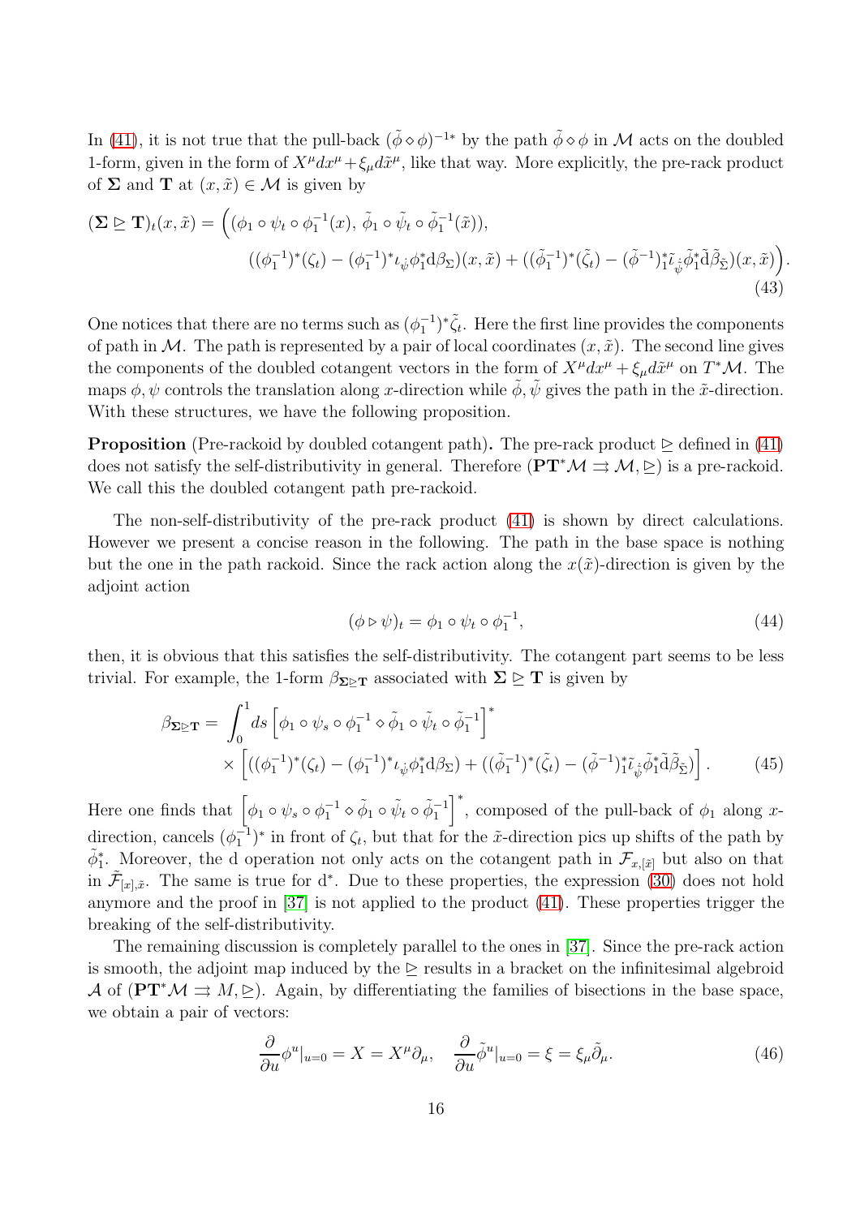In (41), it is not true that the pull-back $(\tilde{\phi}\diamond\phi)^{-1*}$ by the path $\tilde{\phi}\diamond\phi$ in $\mathcal{M}$ acts on the doubled 1-form, given in the form of $X^\mu dx^\mu + \xi_\mu d\tilde{x}^\mu$, like that way. More explicitly, the pre-rack product of $\mathbf{\Sigma}$ and $\mathbf{T}$ at $(x,\tilde{x})\in\mathcal{M}$ is given by

$$
\begin{aligned}
(\mathbf{\Sigma}\trianglerighteq\mathbf{T})_t(x,\tilde{x}) = \Big(&(\phi_1\circ\psi_t\circ\phi_1^{-1}(x),\ \tilde{\phi}_1\circ\tilde{\psi}_t\circ\tilde{\phi}_1^{-1}(\tilde{x})),\\
&((\phi_1^{-1})^*(\zeta_t) - (\phi_1^{-1})^*\iota_{\dot{\psi}}\phi_1^*\mathrm{d}\beta_\Sigma)(x,\tilde{x}) + ((\tilde{\phi}_1^{-1})^*(\tilde{\zeta}_t) - (\tilde{\phi}^{-1})_1^*\tilde{\iota}_{\dot{\tilde{\psi}}}\tilde{\phi}_1^*\tilde{\mathrm{d}}\tilde{\beta}_{\tilde{\Sigma}})(x,\tilde{x})\Big).
\end{aligned}
\tag{43}
$$

One notices that there are no terms such as $(\phi_1^{-1})^*\tilde{\zeta}_t$. Here the first line provides the components of path in $\mathcal{M}$. The path is represented by a pair of local coordinates $(x,\tilde{x})$. The second line gives the components of the doubled cotangent vectors in the form of $X^\mu dx^\mu + \xi_\mu d\tilde{x}^\mu$ on $T^*\mathcal{M}$. The maps $\phi,\psi$ controls the translation along $x$-direction while $\tilde{\phi},\tilde{\psi}$ gives the path in the $\tilde{x}$-direction. With these structures, we have the following proposition.

**Proposition** (Pre-rackoid by doubled cotangent path)**.** The pre-rack product $\trianglerighteq$ defined in (41) does not satisfy the self-distributivity in general. Therefore $(\mathbf{PT}^*\mathcal{M}\rightrightarrows\mathcal{M},\trianglerighteq)$ is a pre-rackoid. We call this the doubled cotangent path pre-rackoid.

The non-self-distributivity of the pre-rack product (41) is shown by direct calculations. However we present a concise reason in the following. The path in the base space is nothing but the one in the path rackoid. Since the rack action along the $x(\tilde{x})$-direction is given by the adjoint action

$$
(\phi\triangleright\psi)_t = \phi_1\circ\psi_t\circ\phi_1^{-1},
\tag{44}
$$

then, it is obvious that this satisfies the self-distributivity. The cotangent part seems to be less trivial. For example, the 1-form $\beta_{\mathbf{\Sigma}\trianglerighteq\mathbf{T}}$ associated with $\mathbf{\Sigma}\trianglerighteq\mathbf{T}$ is given by

$$
\begin{aligned}
\beta_{\mathbf{\Sigma}\trianglerighteq\mathbf{T}} = &\int_0^1 ds\left[\phi_1\circ\psi_s\circ\phi_1^{-1}\diamond\tilde{\phi}_1\circ\tilde{\psi}_t\circ\tilde{\phi}_1^{-1}\right]^*\\
&\times\left[((\phi_1^{-1})^*(\zeta_t) - (\phi_1^{-1})^*\iota_{\dot{\psi}}\phi_1^*\mathrm{d}\beta_\Sigma) + ((\tilde{\phi}_1^{-1})^*(\tilde{\zeta}_t) - (\tilde{\phi}^{-1})_1^*\tilde{\iota}_{\dot{\tilde{\psi}}}\tilde{\phi}_1^*\tilde{\mathrm{d}}\tilde{\beta}_{\tilde{\Sigma}})\right].
\end{aligned}
\tag{45}
$$

Here one finds that $\left[\phi_1\circ\psi_s\circ\phi_1^{-1}\diamond\tilde{\phi}_1\circ\tilde{\psi}_t\circ\tilde{\phi}_1^{-1}\right]^*$, composed of the pull-back of $\phi_1$ along $x$-direction, cancels $(\phi_1^{-1})^*$ in front of $\zeta_t$, but that for the $\tilde{x}$-direction pics up shifts of the path by $\tilde{\phi}_1^*$. Moreover, the d operation not only acts on the cotangent path in $\mathcal{F}_{x,[\tilde{x}]}$ but also on that in $\tilde{\mathcal{F}}_{[x],\tilde{x}}$. The same is true for $\mathrm{d}^*$. Due to these properties, the expression (30) does not hold anymore and the proof in [37] is not applied to the product (41). These properties trigger the breaking of the self-distributivity.

The remaining discussion is completely parallel to the ones in [37]. Since the pre-rack action is smooth, the adjoint map induced by the $\trianglerighteq$ results in a bracket on the infinitesimal algebroid $\mathcal{A}$ of $(\mathbf{PT}^*\mathcal{M}\rightrightarrows M,\trianglerighteq)$. Again, by differentiating the families of bisections in the base space, we obtain a pair of vectors:

$$
\frac{\partial}{\partial u}\phi^u|_{u=0} = X = X^\mu\partial_\mu,\quad \frac{\partial}{\partial u}\tilde{\phi}^u|_{u=0} = \xi = \xi_\mu\tilde{\partial}_\mu.
\tag{46}
$$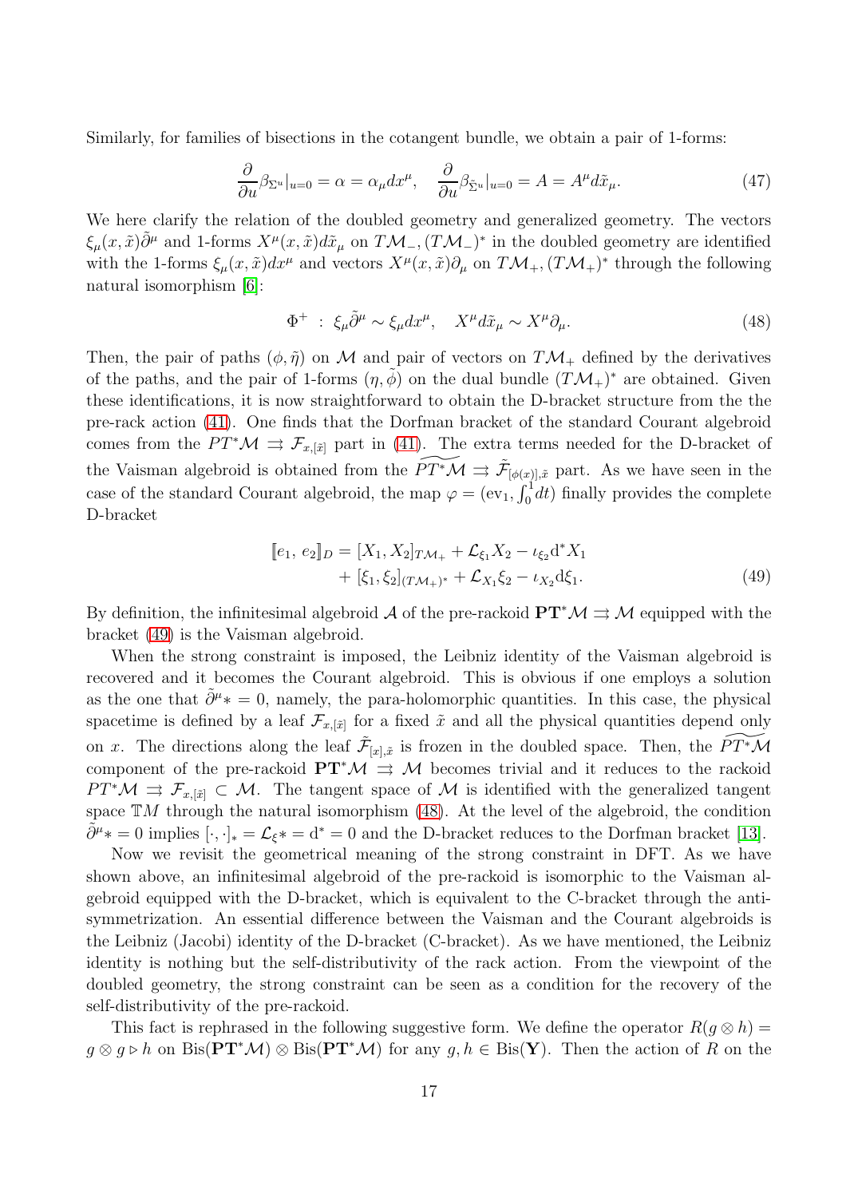Similarly, for families of bisections in the cotangent bundle, we obtain a pair of 1-forms:

$$\frac{\partial}{\partial u}\beta_{\Sigma^u}|_{u=0} = \alpha = \alpha_\mu dx^\mu, \quad \frac{\partial}{\partial u}\beta_{\tilde{\Sigma}^u}|_{u=0} = A = A^\mu d\tilde{x}_\mu. \tag{47}$$

We here clarify the relation of the doubled geometry and generalized geometry. The vectors $\xi_\mu(x,\tilde{x})\tilde{\partial}^\mu$ and 1-forms $X^\mu(x,\tilde{x})d\tilde{x}_\mu$ on $T\mathcal{M}_-, (T\mathcal{M}_-)^*$ in the doubled geometry are identified with the 1-forms $\xi_\mu(x,\tilde{x})dx^\mu$ and vectors $X^\mu(x,\tilde{x})\partial_\mu$ on $T\mathcal{M}_+, (T\mathcal{M}_+)^*$ through the following natural isomorphism [6]:

$$\Phi^+ \;:\; \xi_\mu\tilde{\partial}^\mu \sim \xi_\mu dx^\mu, \quad X^\mu d\tilde{x}_\mu \sim X^\mu\partial_\mu. \tag{48}$$

Then, the pair of paths $(\phi,\tilde{\eta})$ on $\mathcal{M}$ and pair of vectors on $T\mathcal{M}_+$ defined by the derivatives of the paths, and the pair of 1-forms $(\eta,\tilde{\phi})$ on the dual bundle $(T\mathcal{M}_+)^*$ are obtained. Given these identifications, it is now straightforward to obtain the D-bracket structure from the the pre-rack action (41). One finds that the Dorfman bracket of the standard Courant algebroid comes from the $PT^*\mathcal{M} \rightrightarrows \mathcal{F}_{x,[\tilde{x}]}$ part in (41). The extra terms needed for the D-bracket of the Vaisman algebroid is obtained from the $\widetilde{PT^*\mathcal{M}} \rightrightarrows \tilde{\mathcal{F}}_{[\phi(x)],\tilde{x}}$ part. As we have seen in the case of the standard Courant algebroid, the map $\varphi = (\mathrm{ev}_1, \int_0^1 dt)$ finally provides the complete D-bracket

$$\begin{aligned}\llbracket e_1,\, e_2\rrbracket_D = [X_1, X_2]_{T\mathcal{M}_+} + \mathcal{L}_{\xi_1}X_2 - \iota_{\xi_2}\mathrm{d}^*X_1 \\ + [\xi_1,\xi_2]_{(T\mathcal{M}_+)^*} + \mathcal{L}_{X_1}\xi_2 - \iota_{X_2}\mathrm{d}\xi_1.\end{aligned} \tag{49}$$

By definition, the infinitesimal algebroid $\mathcal{A}$ of the pre-rackoid $\mathbf{PT}^*\mathcal{M} \rightrightarrows \mathcal{M}$ equipped with the bracket (49) is the Vaisman algebroid.

When the strong constraint is imposed, the Leibniz identity of the Vaisman algebroid is recovered and it becomes the Courant algebroid. This is obvious if one employs a solution as the one that $\tilde{\partial}^\mu * = 0$, namely, the para-holomorphic quantities. In this case, the physical spacetime is defined by a leaf $\mathcal{F}_{x,[\tilde{x}]}$ for a fixed $\tilde{x}$ and all the physical quantities depend only on $x$. The directions along the leaf $\tilde{\mathcal{F}}_{[x],\tilde{x}}$ is frozen in the doubled space. Then, the $\widetilde{PT^*\mathcal{M}}$ component of the pre-rackoid $\mathbf{PT}^*\mathcal{M} \rightrightarrows \mathcal{M}$ becomes trivial and it reduces to the rackoid $PT^*\mathcal{M} \rightrightarrows \mathcal{F}_{x,[\tilde{x}]} \subset \mathcal{M}$. The tangent space of $\mathcal{M}$ is identified with the generalized tangent space $\mathbb{T}M$ through the natural isomorphism (48). At the level of the algebroid, the condition $\tilde{\partial}^\mu * = 0$ implies $[\cdot,\cdot]_* = \mathcal{L}_\xi * = \mathrm{d}^* = 0$ and the D-bracket reduces to the Dorfman bracket [13].

Now we revisit the geometrical meaning of the strong constraint in DFT. As we have shown above, an infinitesimal algebroid of the pre-rackoid is isomorphic to the Vaisman algebroid equipped with the D-bracket, which is equivalent to the C-bracket through the anti-symmetrization. An essential difference between the Vaisman and the Courant algebroids is the Leibniz (Jacobi) identity of the D-bracket (C-bracket). As we have mentioned, the Leibniz identity is nothing but the self-distributivity of the rack action. From the viewpoint of the doubled geometry, the strong constraint can be seen as a condition for the recovery of the self-distributivity of the pre-rackoid.

This fact is rephrased in the following suggestive form. We define the operator $R(g \otimes h) = g \otimes g \triangleright h$ on $\mathrm{Bis}(\mathbf{PT}^*\mathcal{M}) \otimes \mathrm{Bis}(\mathbf{PT}^*\mathcal{M})$ for any $g, h \in \mathrm{Bis}(\mathbf{Y})$. Then the action of $R$ on the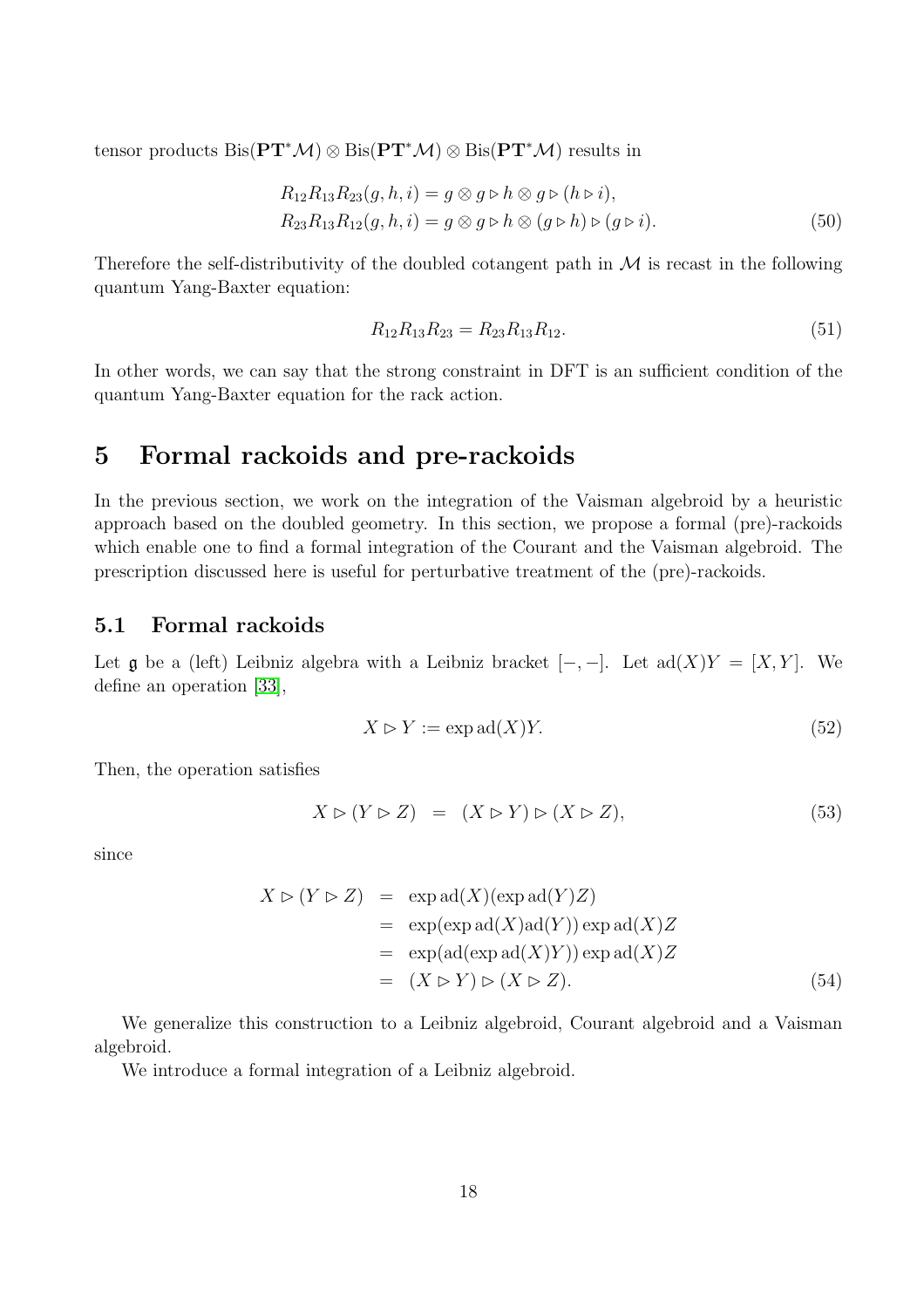tensor products $\mathrm{Bis}(\mathbf{PT}^*\mathcal{M}) \otimes \mathrm{Bis}(\mathbf{PT}^*\mathcal{M}) \otimes \mathrm{Bis}(\mathbf{PT}^*\mathcal{M})$ results in

$$
\begin{aligned}
&R_{12}R_{13}R_{23}(g,h,i) = g \otimes g \triangleright h \otimes g \triangleright (h \triangleright i), \\
&R_{23}R_{13}R_{12}(g,h,i) = g \otimes g \triangleright h \otimes (g \triangleright h) \triangleright (g \triangleright i).
\end{aligned} \tag{50}
$$

Therefore the self-distributivity of the doubled cotangent path in $\mathcal{M}$ is recast in the following quantum Yang-Baxter equation:

$$
R_{12}R_{13}R_{23} = R_{23}R_{13}R_{12}. \tag{51}
$$

In other words, we can say that the strong constraint in DFT is an sufficient condition of the quantum Yang-Baxter equation for the rack action.

# 5 Formal rackoids and pre-rackoids

In the previous section, we work on the integration of the Vaisman algebroid by a heuristic approach based on the doubled geometry. In this section, we propose a formal (pre)-rackoids which enable one to find a formal integration of the Courant and the Vaisman algebroid. The prescription discussed here is useful for perturbative treatment of the (pre)-rackoids.

## 5.1 Formal rackoids

Let $\mathfrak{g}$ be a (left) Leibniz algebra with a Leibniz bracket $[-,-]$. Let $\mathrm{ad}(X)Y = [X,Y]$. We define an operation [33],

$$
X \triangleright Y := \exp \mathrm{ad}(X) Y. \tag{52}
$$

Then, the operation satisfies

$$
X \triangleright (Y \triangleright Z) \;\; = \;\; (X \triangleright Y) \triangleright (X \triangleright Z), \tag{53}
$$

since

$$
\begin{aligned}
X \triangleright (Y \triangleright Z) &= \exp \mathrm{ad}(X)(\exp \mathrm{ad}(Y) Z) \\
&= \exp(\exp \mathrm{ad}(X) \mathrm{ad}(Y)) \exp \mathrm{ad}(X) Z \\
&= \exp(\mathrm{ad}(\exp \mathrm{ad}(X) Y)) \exp \mathrm{ad}(X) Z \\
&= (X \triangleright Y) \triangleright (X \triangleright Z).
\end{aligned} \tag{54}
$$

We generalize this construction to a Leibniz algebroid, Courant algebroid and a Vaisman algebroid.

We introduce a formal integration of a Leibniz algebroid.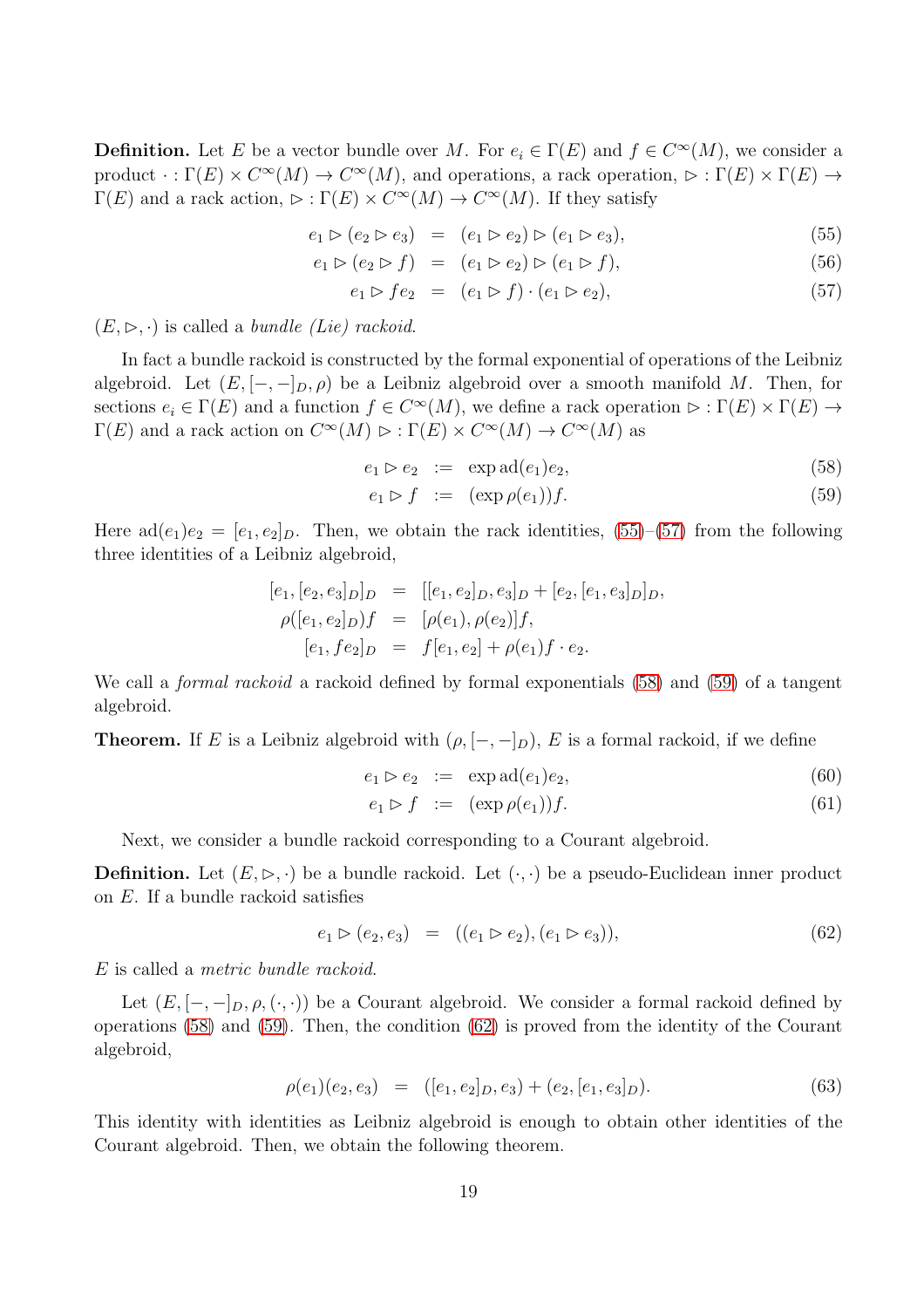**Definition.** Let $E$ be a vector bundle over $M$. For $e_i \in \Gamma(E)$ and $f \in C^\infty(M)$, we consider a product $\cdot : \Gamma(E) \times C^\infty(M) \to C^\infty(M)$, and operations, a rack operation, $\rhd : \Gamma(E) \times \Gamma(E) \to \Gamma(E)$ and a rack action, $\rhd : \Gamma(E) \times C^\infty(M) \to C^\infty(M)$. If they satisfy

$$
\begin{aligned}
e_1 \rhd (e_2 \rhd e_3) &= (e_1 \rhd e_2) \rhd (e_1 \rhd e_3), &(55)\\
e_1 \rhd (e_2 \rhd f) &= (e_1 \rhd e_2) \rhd (e_1 \rhd f), &(56)\\
e_1 \rhd f e_2 &= (e_1 \rhd f) \cdot (e_1 \rhd e_2), &(57)
\end{aligned}
$$

$(E, \rhd, \cdot)$ is called a *bundle (Lie) rackoid*.

In fact a bundle rackoid is constructed by the formal exponential of operations of the Leibniz algebroid. Let $(E, [-,-]_D, \rho)$ be a Leibniz algebroid over a smooth manifold $M$. Then, for sections $e_i \in \Gamma(E)$ and a function $f \in C^\infty(M)$, we define a rack operation $\rhd : \Gamma(E) \times \Gamma(E) \to \Gamma(E)$ and a rack action on $C^\infty(M)$ $\rhd : \Gamma(E) \times C^\infty(M) \to C^\infty(M)$ as

$$
\begin{aligned}
e_1 \rhd e_2 &:= \exp \mathrm{ad}(e_1) e_2, &(58)\\
e_1 \rhd f &:= (\exp \rho(e_1)) f. &(59)
\end{aligned}
$$

Here $\mathrm{ad}(e_1)e_2 = [e_1, e_2]_D$. Then, we obtain the rack identities, (55)–(57) from the following three identities of a Leibniz algebroid,

$$
\begin{aligned}
[e_1, [e_2, e_3]_D]_D &= [[e_1, e_2]_D, e_3]_D + [e_2, [e_1, e_3]_D]_D,\\
\rho([e_1, e_2]_D) f &= [\rho(e_1), \rho(e_2)] f,\\
[e_1, f e_2]_D &= f[e_1, e_2] + \rho(e_1) f \cdot e_2.
\end{aligned}
$$

We call a *formal rackoid* a rackoid defined by formal exponentials (58) and (59) of a tangent algebroid.

**Theorem.** If $E$ is a Leibniz algebroid with $(\rho, [-,-]_D)$, $E$ is a formal rackoid, if we define

$$
\begin{aligned}
e_1 \rhd e_2 &:= \exp \mathrm{ad}(e_1) e_2, &(60)\\
e_1 \rhd f &:= (\exp \rho(e_1)) f. &(61)
\end{aligned}
$$

Next, we consider a bundle rackoid corresponding to a Courant algebroid.

**Definition.** Let $(E, \rhd, \cdot)$ be a bundle rackoid. Let $(\cdot, \cdot)$ be a pseudo-Euclidean inner product on $E$. If a bundle rackoid satisfies

$$
e_1 \rhd (e_2, e_3) = ((e_1 \rhd e_2), (e_1 \rhd e_3)), \qquad (62)
$$

$E$ is called a *metric bundle rackoid*.

Let $(E, [-,-]_D, \rho, (\cdot, \cdot))$ be a Courant algebroid. We consider a formal rackoid defined by operations (58) and (59). Then, the condition (62) is proved from the identity of the Courant algebroid,

$$
\rho(e_1)(e_2, e_3) = ([e_1, e_2]_D, e_3) + (e_2, [e_1, e_3]_D). \qquad (63)
$$

This identity with identities as Leibniz algebroid is enough to obtain other identities of the Courant algebroid. Then, we obtain the following theorem.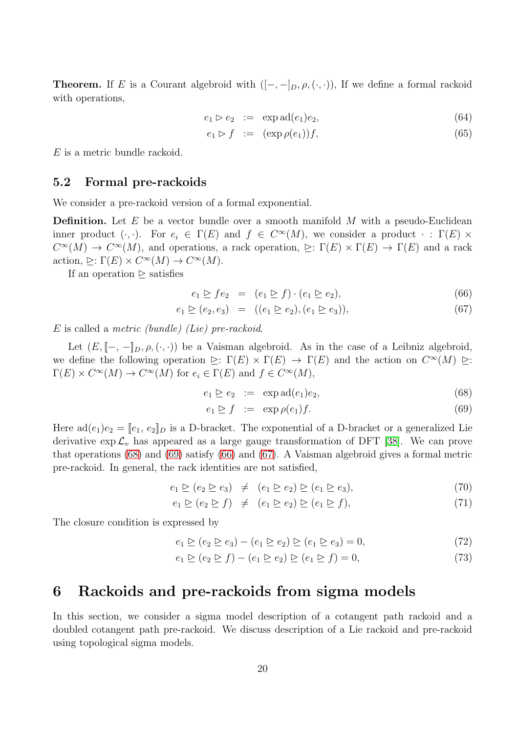**Theorem.** If $E$ is a Courant algebroid with $([-,-]_D, \rho, (\cdot,\cdot))$, If we define a formal rackoid with operations,

$$
\begin{aligned}
e_1 \rhd e_2 &:= \exp \mathrm{ad}(e_1) e_2, &(64)\\
e_1 \rhd f &:= (\exp \rho(e_1)) f, &(65)
\end{aligned}
$$

$E$ is a metric bundle rackoid.

## 5.2 Formal pre-rackoids

We consider a pre-rackoid version of a formal exponential.

**Definition.** Let $E$ be a vector bundle over a smooth manifold $M$ with a pseudo-Euclidean inner product $(\cdot,\cdot)$. For $e_i \in \Gamma(E)$ and $f \in C^\infty(M)$, we consider a product $\cdot : \Gamma(E) \times C^\infty(M) \to C^\infty(M)$, and operations, a rack operation, $\unrhd : \Gamma(E) \times \Gamma(E) \to \Gamma(E)$ and a rack action, $\unrhd : \Gamma(E) \times C^\infty(M) \to C^\infty(M)$.

If an operation $\unrhd$ satisfies

$$
\begin{aligned}
e_1 \unrhd f e_2 &= (e_1 \unrhd f) \cdot (e_1 \unrhd e_2), &(66)\\
e_1 \unrhd (e_2, e_3) &= ((e_1 \unrhd e_2), (e_1 \unrhd e_3)), &(67)
\end{aligned}
$$

$E$ is called a *metric (bundle) (Lie) pre-rackoid*.

Let $(E, [\![-,-]\!]_D, \rho, (\cdot,\cdot))$ be a Vaisman algebroid. As in the case of a Leibniz algebroid, we define the following operation $\unrhd : \Gamma(E) \times \Gamma(E) \to \Gamma(E)$ and the action on $C^\infty(M)$ $\unrhd : \Gamma(E) \times C^\infty(M) \to C^\infty(M)$ for $e_i \in \Gamma(E)$ and $f \in C^\infty(M)$,

$$
\begin{aligned}
e_1 \unrhd e_2 &:= \exp \mathrm{ad}(e_1) e_2, &(68)\\
e_1 \unrhd f &:= \exp \rho(e_1) f. &(69)
\end{aligned}
$$

Here $\mathrm{ad}(e_1)e_2 = [\![e_1, e_2]\!]_D$ is a D-bracket. The exponential of a D-bracket or a generalized Lie derivative $\exp \mathcal{L}_v$ has appeared as a large gauge transformation of DFT [38]. We can prove that operations (68) and (69) satisfy (66) and (67). A Vaisman algebroid gives a formal metric pre-rackoid. In general, the rack identities are not satisfied,

$$
\begin{aligned}
e_1 \unrhd (e_2 \unrhd e_3) &\neq (e_1 \unrhd e_2) \unrhd (e_1 \unrhd e_3), &(70)\\
e_1 \unrhd (e_2 \unrhd f) &\neq (e_1 \unrhd e_2) \unrhd (e_1 \unrhd f), &(71)
\end{aligned}
$$

The closure condition is expressed by

$$
\begin{aligned}
e_1 \unrhd (e_2 \unrhd e_3) - (e_1 \unrhd e_2) \unrhd (e_1 \unrhd e_3) = 0, &\quad(72)\\
e_1 \unrhd (e_2 \unrhd f) - (e_1 \unrhd e_2) \unrhd (e_1 \unrhd f) = 0, &\quad(73)
\end{aligned}
$$

# 6 Rackoids and pre-rackoids from sigma models

In this section, we consider a sigma model description of a cotangent path rackoid and a doubled cotangent path pre-rackoid. We discuss description of a Lie rackoid and pre-rackoid using topological sigma models.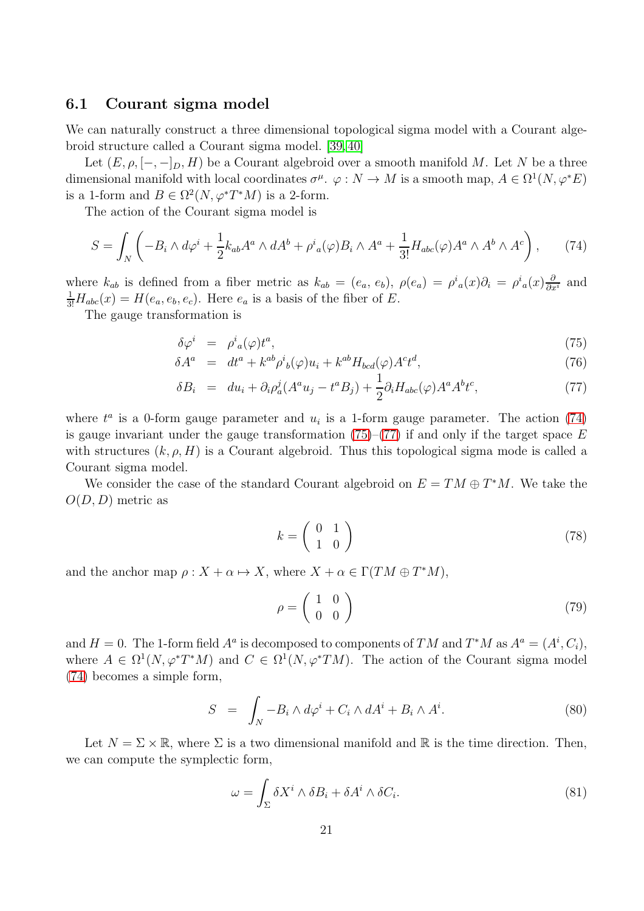### 6.1 Courant sigma model

We can naturally construct a three dimensional topological sigma model with a Courant algebroid structure called a Courant sigma model. [39,40]

Let $(E, \rho, [-,-]_D, H)$ be a Courant algebroid over a smooth manifold $M$. Let $N$ be a three dimensional manifold with local coordinates $\sigma^\mu$. $\varphi : N \to M$ is a smooth map, $A \in \Omega^1(N, \varphi^* E)$ is a 1-form and $B \in \Omega^2(N, \varphi^* T^* M)$ is a 2-form.

The action of the Courant sigma model is

$$
S = \int_N \left( -B_i \wedge d\varphi^i + \frac{1}{2} k_{ab} A^a \wedge dA^b + \rho^i{}_a(\varphi) B_i \wedge A^a + \frac{1}{3!} H_{abc}(\varphi) A^a \wedge A^b \wedge A^c \right), \tag{74}
$$

where $k_{ab}$ is defined from a fiber metric as $k_{ab} = (e_a, e_b)$, $\rho(e_a) = \rho^i{}_a(x)\partial_i = \rho^i{}_a(x)\frac{\partial}{\partial x^i}$ and $\frac{1}{3!}H_{abc}(x) = H(e_a, e_b, e_c)$. Here $e_a$ is a basis of the fiber of $E$.

The gauge transformation is

$$
\begin{aligned}
\delta \varphi^i &= \rho^i{}_a(\varphi) t^a, & (75)\\
\delta A^a &= dt^a + k^{ab} \rho^i{}_b(\varphi) u_i + k^{ab} H_{bcd}(\varphi) A^c t^d, & (76)\\
\delta B_i &= du_i + \partial_i \rho_a^j (A^a u_j - t^a B_j) + \frac{1}{2} \partial_i H_{abc}(\varphi) A^a A^b t^c, & (77)
\end{aligned}
$$

where $t^a$ is a 0-form gauge parameter and $u_i$ is a 1-form gauge parameter. The action (74) is gauge invariant under the gauge transformation (75)–(77) if and only if the target space $E$ with structures $(k, \rho, H)$ is a Courant algebroid. Thus this topological sigma mode is called a Courant sigma model.

We consider the case of the standard Courant algebroid on $E = TM \oplus T^*M$. We take the $O(D, D)$ metric as

$$
k = \begin{pmatrix} 0 & 1 \\ 1 & 0 \end{pmatrix} \tag{78}
$$

and the anchor map $\rho : X + \alpha \mapsto X$, where $X + \alpha \in \Gamma(TM \oplus T^*M)$,

$$
\rho = \begin{pmatrix} 1 & 0 \\ 0 & 0 \end{pmatrix} \tag{79}
$$

and $H = 0$. The 1-form field $A^a$ is decomposed to components of $TM$ and $T^*M$ as $A^a = (A^i, C_i)$, where $A \in \Omega^1(N, \varphi^* T^* M)$ and $C \in \Omega^1(N, \varphi^* TM)$. The action of the Courant sigma model (74) becomes a simple form,

$$
S = \int_N -B_i \wedge d\varphi^i + C_i \wedge dA^i + B_i \wedge A^i. \tag{80}
$$

Let $N = \Sigma \times \mathbb{R}$, where $\Sigma$ is a two dimensional manifold and $\mathbb{R}$ is the time direction. Then, we can compute the symplectic form,

$$
\omega = \int_\Sigma \delta X^i \wedge \delta B_i + \delta A^i \wedge \delta C_i. \tag{81}
$$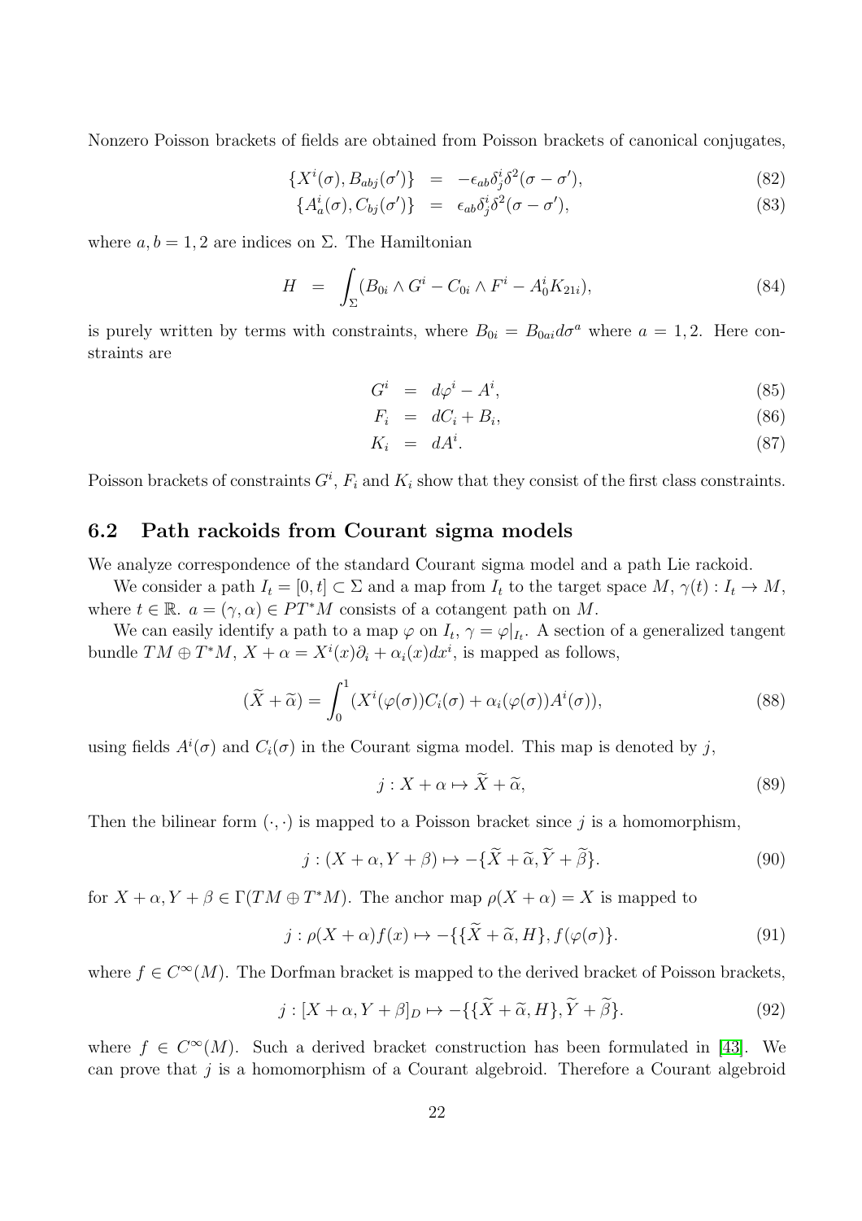Nonzero Poisson brackets of fields are obtained from Poisson brackets of canonical conjugates,

$$\{X^i(\sigma), B_{abj}(\sigma')\} = -\epsilon_{ab}\delta^i_j\delta^2(\sigma-\sigma'), \tag{82}$$

$$\{A^i_a(\sigma), C_{bj}(\sigma')\} = \epsilon_{ab}\delta^i_j\delta^2(\sigma-\sigma'), \tag{83}$$

where $a, b = 1, 2$ are indices on $\Sigma$. The Hamiltonian

$$H = \int_\Sigma (B_{0i}\wedge G^i - C_{0i}\wedge F^i - A^i_0 K_{21i}), \tag{84}$$

is purely written by terms with constraints, where $B_{0i} = B_{0ai}d\sigma^a$ where $a = 1, 2$. Here constraints are

$$G^i = d\varphi^i - A^i, \tag{85}$$

$$F_i = dC_i + B_i, \tag{86}$$

$$K_i = dA^i. \tag{87}$$

Poisson brackets of constraints $G^i$, $F_i$ and $K_i$ show that they consist of the first class constraints.

## 6.2 Path rackoids from Courant sigma models

We analyze correspondence of the standard Courant sigma model and a path Lie rackoid.

We consider a path $I_t = [0, t] \subset \Sigma$ and a map from $I_t$ to the target space $M$, $\gamma(t): I_t \to M$, where $t \in \mathbb{R}$. $a = (\gamma, \alpha) \in PT^*M$ consists of a cotangent path on $M$.

We can easily identify a path to a map $\varphi$ on $I_t$, $\gamma = \varphi|_{I_t}$. A section of a generalized tangent bundle $TM \oplus T^*M$, $X + \alpha = X^i(x)\partial_i + \alpha_i(x)dx^i$, is mapped as follows,

$$(\widetilde{X} + \widetilde{\alpha}) = \int_0^1 (X^i(\varphi(\sigma))C_i(\sigma) + \alpha_i(\varphi(\sigma))A^i(\sigma)), \tag{88}$$

using fields $A^i(\sigma)$ and $C_i(\sigma)$ in the Courant sigma model. This map is denoted by $j$,

$$j : X + \alpha \mapsto \widetilde{X} + \widetilde{\alpha}, \tag{89}$$

Then the bilinear form $(\cdot, \cdot)$ is mapped to a Poisson bracket since $j$ is a homomorphism,

$$j : (X + \alpha, Y + \beta) \mapsto -\{\widetilde{X} + \widetilde{\alpha}, \widetilde{Y} + \widetilde{\beta}\}. \tag{90}$$

for $X + \alpha, Y + \beta \in \Gamma(TM \oplus T^*M)$. The anchor map $\rho(X + \alpha) = X$ is mapped to

$$j : \rho(X + \alpha)f(x) \mapsto -\{\{\widetilde{X} + \widetilde{\alpha}, H\}, f(\varphi(\sigma))\}. \tag{91}$$

where $f \in C^\infty(M)$. The Dorfman bracket is mapped to the derived bracket of Poisson brackets,

$$j : [X + \alpha, Y + \beta]_D \mapsto -\{\{\widetilde{X} + \widetilde{\alpha}, H\}, \widetilde{Y} + \widetilde{\beta}\}. \tag{92}$$

where $f \in C^\infty(M)$. Such a derived bracket construction has been formulated in [43]. We can prove that $j$ is a homomorphism of a Courant algebroid. Therefore a Courant algebroid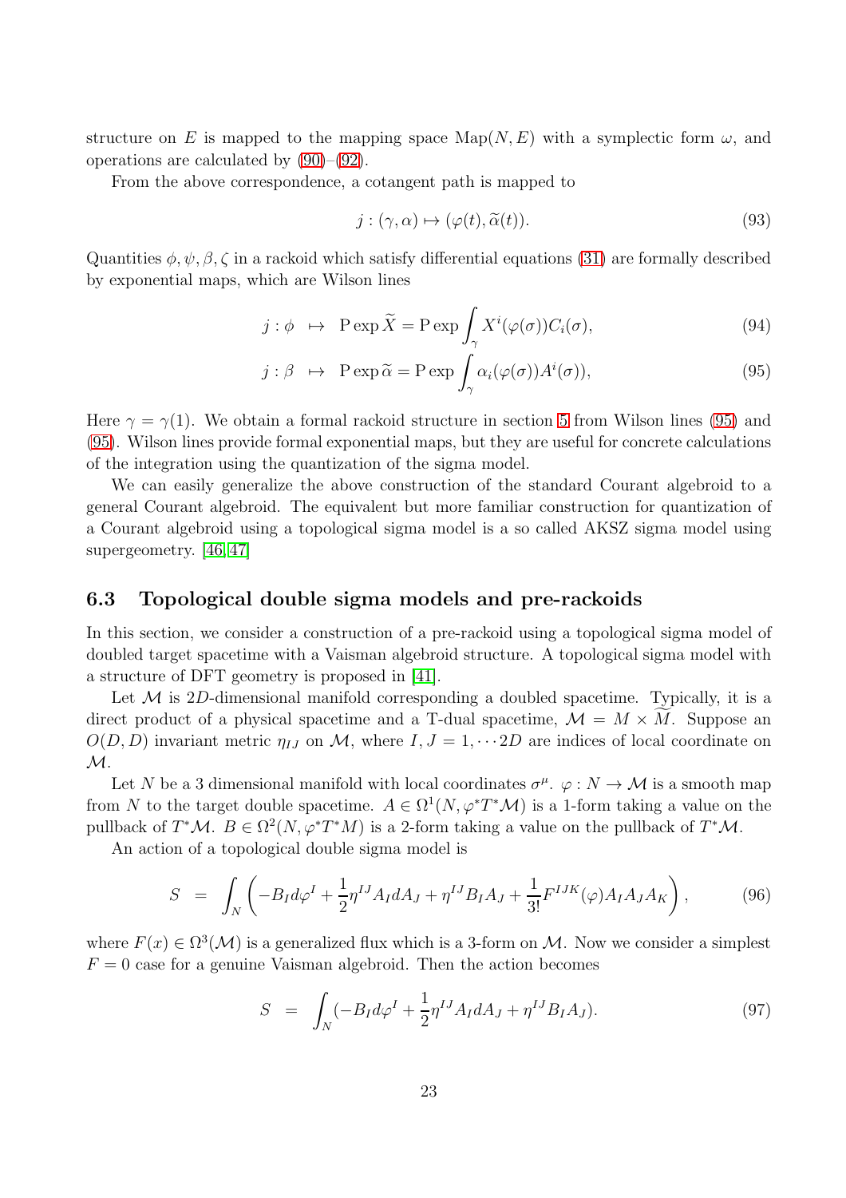structure on $E$ is mapped to the mapping space $\mathrm{Map}(N, E)$ with a symplectic form $\omega$, and operations are calculated by (90)–(92).

From the above correspondence, a cotangent path is mapped to

$$j : (\gamma, \alpha) \mapsto (\varphi(t), \widetilde{\alpha}(t)). \tag{93}$$

Quantities $\phi, \psi, \beta, \zeta$ in a rackoid which satisfy differential equations (31) are formally described by exponential maps, which are Wilson lines

$$j : \phi \;\; \mapsto \;\; \mathrm{P}\exp \widetilde{X} = \mathrm{P}\exp \int_{\gamma} X^i(\varphi(\sigma)) C_i(\sigma), \tag{94}$$

$$j : \beta \;\; \mapsto \;\; \mathrm{P}\exp \widetilde{\alpha} = \mathrm{P}\exp \int_{\gamma} \alpha_i(\varphi(\sigma)) A^i(\sigma)), \tag{95}$$

Here $\gamma = \gamma(1)$. We obtain a formal rackoid structure in section 5 from Wilson lines (95) and (95). Wilson lines provide formal exponential maps, but they are useful for concrete calculations of the integration using the quantization of the sigma model.

We can easily generalize the above construction of the standard Courant algebroid to a general Courant algebroid. The equivalent but more familiar construction for quantization of a Courant algebroid using a topological sigma model is a so called AKSZ sigma model using supergeometry. [46, 47]

### 6.3 Topological double sigma models and pre-rackoids

In this section, we consider a construction of a pre-rackoid using a topological sigma model of doubled target spacetime with a Vaisman algebroid structure. A topological sigma model with a structure of DFT geometry is proposed in [41].

Let $\mathcal{M}$ is $2D$-dimensional manifold corresponding a doubled spacetime. Typically, it is a direct product of a physical spacetime and a T-dual spacetime, $\mathcal{M} = M \times \widetilde{M}$. Suppose an $O(D, D)$ invariant metric $\eta_{IJ}$ on $\mathcal{M}$, where $I, J = 1, \cdots 2D$ are indices of local coordinate on $\mathcal{M}$.

Let $N$ be a 3 dimensional manifold with local coordinates $\sigma^\mu$. $\varphi : N \to \mathcal{M}$ is a smooth map from $N$ to the target double spacetime. $A \in \Omega^1(N, \varphi^* T^*\mathcal{M})$ is a 1-form taking a value on the pullback of $T^*\mathcal{M}$. $B \in \Omega^2(N, \varphi^* T^* M)$ is a 2-form taking a value on the pullback of $T^*\mathcal{M}$.

An action of a topological double sigma model is

$$S \;\; = \;\; \int_N \left( -B_I d\varphi^I + \frac{1}{2}\eta^{IJ} A_I dA_J + \eta^{IJ} B_I A_J + \frac{1}{3!} F^{IJK}(\varphi) A_I A_J A_K \right), \tag{96}$$

where $F(x) \in \Omega^3(\mathcal{M})$ is a generalized flux which is a 3-form on $\mathcal{M}$. Now we consider a simplest $F = 0$ case for a genuine Vaisman algebroid. Then the action becomes

$$S \;\; = \;\; \int_N (-B_I d\varphi^I + \frac{1}{2}\eta^{IJ} A_I dA_J + \eta^{IJ} B_I A_J). \tag{97}$$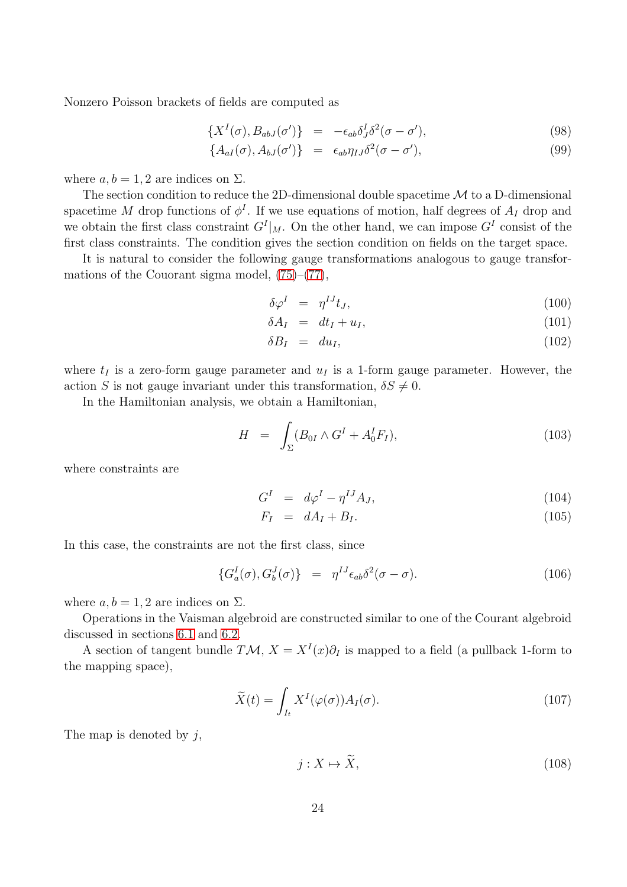Nonzero Poisson brackets of fields are computed as

$$
\begin{aligned}
\{X^I(\sigma), B_{abJ}(\sigma')\} &= -\epsilon_{ab}\delta^I_J \delta^2(\sigma - \sigma'), && (98)\\
\{A_{aI}(\sigma), A_{bJ}(\sigma')\} &= \epsilon_{ab}\eta_{IJ}\delta^2(\sigma - \sigma'), && (99)
\end{aligned}
$$

where $a, b = 1, 2$ are indices on $\Sigma$.

The section condition to reduce the 2D-dimensional double spacetime $\mathcal{M}$ to a D-dimensional spacetime $M$ drop functions of $\phi^I$. If we use equations of motion, half degrees of $A_I$ drop and we obtain the first class constraint $G^I|_M$. On the other hand, we can impose $G^I$ consist of the first class constraints. The condition gives the section condition on fields on the target space.

It is natural to consider the following gauge transformations analogous to gauge transformations of the Couorant sigma model, (75)–(77),

$$
\begin{aligned}
\delta\varphi^I &= \eta^{IJ} t_J, && (100)\\
\delta A_I &= dt_I + u_I, && (101)\\
\delta B_I &= du_I, && (102)
\end{aligned}
$$

where $t_I$ is a zero-form gauge parameter and $u_I$ is a 1-form gauge parameter. However, the action $S$ is not gauge invariant under this transformation, $\delta S \neq 0$.

In the Hamiltonian analysis, we obtain a Hamiltonian,

$$
H = \int_\Sigma (B_{0I} \wedge G^I + A_0^I F_I), \tag{103}
$$

where constraints are

$$
\begin{aligned}
G^I &= d\varphi^I - \eta^{IJ} A_J, && (104)\\
F_I &= dA_I + B_I. && (105)
\end{aligned}
$$

In this case, the constraints are not the first class, since

$$
\{G^I_a(\sigma), G^J_b(\sigma)\} = \eta^{IJ}\epsilon_{ab}\delta^2(\sigma - \sigma). \tag{106}
$$

where $a, b = 1, 2$ are indices on $\Sigma$.

Operations in the Vaisman algebroid are constructed similar to one of the Courant algebroid discussed in sections 6.1 and 6.2.

A section of tangent bundle $T\mathcal{M}$, $X = X^I(x)\partial_I$ is mapped to a field (a pullback 1-form to the mapping space),

$$
\widetilde{X}(t) = \int_{I_t} X^I(\varphi(\sigma)) A_I(\sigma). \tag{107}
$$

The map is denoted by $j$,

$$
j : X \mapsto \widetilde{X}, \tag{108}
$$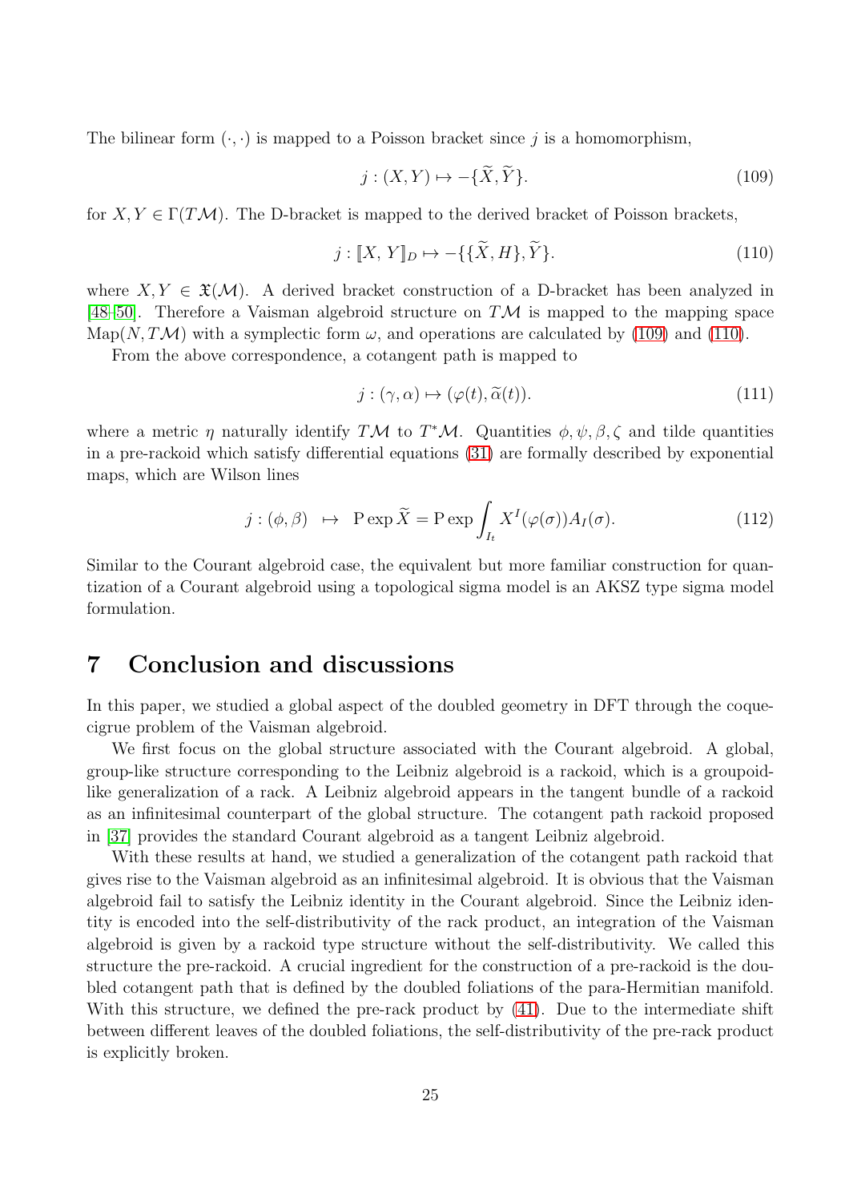The bilinear form $(\cdot,\cdot)$ is mapped to a Poisson bracket since $j$ is a homomorphism,

$$j : (X, Y) \mapsto -\{\widetilde{X}, \widetilde{Y}\}. \tag{109}$$

for $X, Y \in \Gamma(T\mathcal{M})$. The D-bracket is mapped to the derived bracket of Poisson brackets,

$$j : [\![X, Y]\!]_D \mapsto -\{\{\widetilde{X}, H\}, \widetilde{Y}\}. \tag{110}$$

where $X, Y \in \mathfrak{X}(\mathcal{M})$. A derived bracket construction of a D-bracket has been analyzed in [48–50]. Therefore a Vaisman algebroid structure on $T\mathcal{M}$ is mapped to the mapping space $\mathrm{Map}(N, T\mathcal{M})$ with a symplectic form $\omega$, and operations are calculated by (109) and (110).

From the above correspondence, a cotangent path is mapped to

$$j : (\gamma, \alpha) \mapsto (\varphi(t), \widetilde{\alpha}(t)). \tag{111}$$

where a metric $\eta$ naturally identify $T\mathcal{M}$ to $T^*\mathcal{M}$. Quantities $\phi, \psi, \beta, \zeta$ and tilde quantities in a pre-rackoid which satisfy differential equations (31) are formally described by exponential maps, which are Wilson lines

$$j : (\phi, \beta) \ \ \mapsto \ \ \mathrm{P}\exp \widetilde{X} = \mathrm{P}\exp \int_{I_t} X^I(\varphi(\sigma)) A_I(\sigma). \tag{112}$$

Similar to the Courant algebroid case, the equivalent but more familiar construction for quantization of a Courant algebroid using a topological sigma model is an AKSZ type sigma model formulation.

# 7 Conclusion and discussions

In this paper, we studied a global aspect of the doubled geometry in DFT through the coquecigrue problem of the Vaisman algebroid.

We first focus on the global structure associated with the Courant algebroid. A global, group-like structure corresponding to the Leibniz algebroid is a rackoid, which is a groupoid-like generalization of a rack. A Leibniz algebroid appears in the tangent bundle of a rackoid as an infinitesimal counterpart of the global structure. The cotangent path rackoid proposed in [37] provides the standard Courant algebroid as a tangent Leibniz algebroid.

With these results at hand, we studied a generalization of the cotangent path rackoid that gives rise to the Vaisman algebroid as an infinitesimal algebroid. It is obvious that the Vaisman algebroid fail to satisfy the Leibniz identity in the Courant algebroid. Since the Leibniz identity is encoded into the self-distributivity of the rack product, an integration of the Vaisman algebroid is given by a rackoid type structure without the self-distributivity. We called this structure the pre-rackoid. A crucial ingredient for the construction of a pre-rackoid is the doubled cotangent path that is defined by the doubled foliations of the para-Hermitian manifold. With this structure, we defined the pre-rack product by (41). Due to the intermediate shift between different leaves of the doubled foliations, the self-distributivity of the pre-rack product is explicitly broken.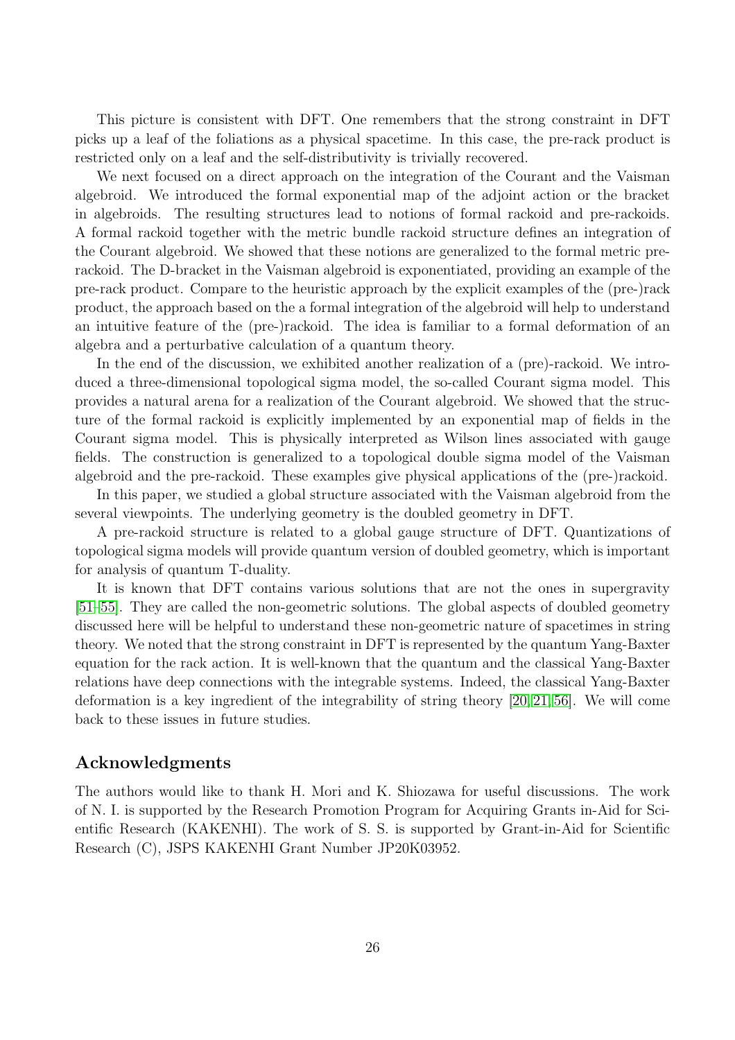This picture is consistent with DFT. One remembers that the strong constraint in DFT picks up a leaf of the foliations as a physical spacetime. In this case, the pre-rack product is restricted only on a leaf and the self-distributivity is trivially recovered.

We next focused on a direct approach on the integration of the Courant and the Vaisman algebroid. We introduced the formal exponential map of the adjoint action or the bracket in algebroids. The resulting structures lead to notions of formal rackoid and pre-rackoids. A formal rackoid together with the metric bundle rackoid structure defines an integration of the Courant algebroid. We showed that these notions are generalized to the formal metric pre-rackoid. The D-bracket in the Vaisman algebroid is exponentiated, providing an example of the pre-rack product. Compare to the heuristic approach by the explicit examples of the (pre-)rack product, the approach based on the a formal integration of the algebroid will help to understand an intuitive feature of the (pre-)rackoid. The idea is familiar to a formal deformation of an algebra and a perturbative calculation of a quantum theory.

In the end of the discussion, we exhibited another realization of a (pre)-rackoid. We introduced a three-dimensional topological sigma model, the so-called Courant sigma model. This provides a natural arena for a realization of the Courant algebroid. We showed that the structure of the formal rackoid is explicitly implemented by an exponential map of fields in the Courant sigma model. This is physically interpreted as Wilson lines associated with gauge fields. The construction is generalized to a topological double sigma model of the Vaisman algebroid and the pre-rackoid. These examples give physical applications of the (pre-)rackoid.

In this paper, we studied a global structure associated with the Vaisman algebroid from the several viewpoints. The underlying geometry is the doubled geometry in DFT.

A pre-rackoid structure is related to a global gauge structure of DFT. Quantizations of topological sigma models will provide quantum version of doubled geometry, which is important for analysis of quantum T-duality.

It is known that DFT contains various solutions that are not the ones in supergravity [51–55]. They are called the non-geometric solutions. The global aspects of doubled geometry discussed here will be helpful to understand these non-geometric nature of spacetimes in string theory. We noted that the strong constraint in DFT is represented by the quantum Yang-Baxter equation for the rack action. It is well-known that the quantum and the classical Yang-Baxter relations have deep connections with the integrable systems. Indeed, the classical Yang-Baxter deformation is a key ingredient of the integrability of string theory [20, 21, 56]. We will come back to these issues in future studies.

## Acknowledgments

The authors would like to thank H. Mori and K. Shiozawa for useful discussions. The work of N. I. is supported by the Research Promotion Program for Acquiring Grants in-Aid for Scientific Research (KAKENHI). The work of S. S. is supported by Grant-in-Aid for Scientific Research (C), JSPS KAKENHI Grant Number JP20K03952.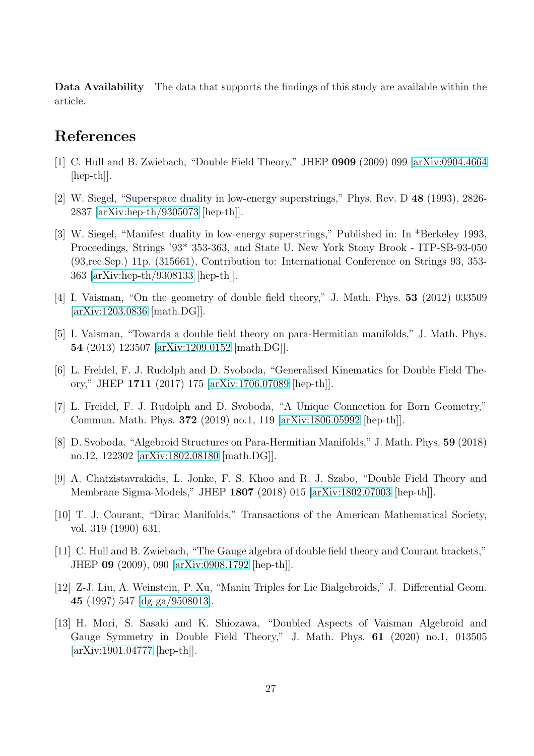**Data Availability** The data that supports the findings of this study are available within the article.

## References

[1] C. Hull and B. Zwiebach, "Double Field Theory," JHEP **0909** (2009) 099 [arXiv:0904.4664 [hep-th]].

[2] W. Siegel, "Superspace duality in low-energy superstrings," Phys. Rev. D **48** (1993), 2826-2837 [arXiv:hep-th/9305073 [hep-th]].

[3] W. Siegel, "Manifest duality in low-energy superstrings," Published in: In *Berkeley 1993, Proceedings, Strings '93* 353-363, and State U. New York Stony Brook - ITP-SB-93-050 (93,rec.Sep.) 11p. (315661), Contribution to: International Conference on Strings 93, 353-363 [arXiv:hep-th/9308133 [hep-th]].

[4] I. Vaisman, "On the geometry of double field theory," J. Math. Phys. **53** (2012) 033509 [arXiv:1203.0836 [math.DG]].

[5] I. Vaisman, "Towards a double field theory on para-Hermitian manifolds," J. Math. Phys. **54** (2013) 123507 [arXiv:1209.0152 [math.DG]].

[6] L. Freidel, F. J. Rudolph and D. Svoboda, "Generalised Kinematics for Double Field Theory," JHEP **1711** (2017) 175 [arXiv:1706.07089 [hep-th]].

[7] L. Freidel, F. J. Rudolph and D. Svoboda, "A Unique Connection for Born Geometry," Commun. Math. Phys. **372** (2019) no.1, 119 [arXiv:1806.05992 [hep-th]].

[8] D. Svoboda, "Algebroid Structures on Para-Hermitian Manifolds," J. Math. Phys. **59** (2018) no.12, 122302 [arXiv:1802.08180 [math.DG]].

[9] A. Chatzistavrakidis, L. Jonke, F. S. Khoo and R. J. Szabo, "Double Field Theory and Membrane Sigma-Models," JHEP **1807** (2018) 015 [arXiv:1802.07003 [hep-th]].

[10] T. J. Courant, "Dirac Manifolds," Transactions of the American Mathematical Society, vol. 319 (1990) 631.

[11] C. Hull and B. Zwiebach, "The Gauge algebra of double field theory and Courant brackets," JHEP **09** (2009), 090 [arXiv:0908.1792 [hep-th]].

[12] Z-J. Liu, A. Weinstein, P. Xu, "Manin Triples for Lie Bialgebroids," J. Differential Geom. **45** (1997) 547 [dg-ga/9508013].

[13] H. Mori, S. Sasaki and K. Shiozawa, "Doubled Aspects of Vaisman Algebroid and Gauge Symmetry in Double Field Theory," J. Math. Phys. **61** (2020) no.1, 013505 [arXiv:1901.04777 [hep-th]].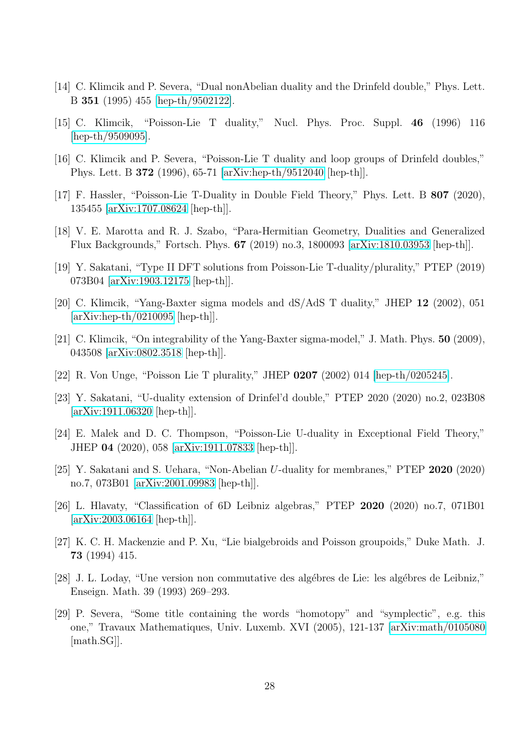[14] C. Klimcik and P. Severa, “Dual nonAbelian duality and the Drinfeld double,” Phys. Lett. B **351** (1995) 455 [hep-th/9502122].

[15] C. Klimcik, “Poisson-Lie T duality,” Nucl. Phys. Proc. Suppl. **46** (1996) 116 [hep-th/9509095].

[16] C. Klimcik and P. Severa, “Poisson-Lie T duality and loop groups of Drinfeld doubles,” Phys. Lett. B **372** (1996), 65-71 [arXiv:hep-th/9512040 [hep-th]].

[17] F. Hassler, “Poisson-Lie T-Duality in Double Field Theory,” Phys. Lett. B **807** (2020), 135455 [arXiv:1707.08624 [hep-th]].

[18] V. E. Marotta and R. J. Szabo, “Para-Hermitian Geometry, Dualities and Generalized Flux Backgrounds,” Fortsch. Phys. **67** (2019) no.3, 1800093 [arXiv:1810.03953 [hep-th]].

[19] Y. Sakatani, “Type II DFT solutions from Poisson-Lie T-duality/plurality,” PTEP (2019) 073B04 [arXiv:1903.12175 [hep-th]].

[20] C. Klimcik, “Yang-Baxter sigma models and dS/AdS T duality,” JHEP **12** (2002), 051 [arXiv:hep-th/0210095 [hep-th]].

[21] C. Klimcik, “On integrability of the Yang-Baxter sigma-model,” J. Math. Phys. **50** (2009), 043508 [arXiv:0802.3518 [hep-th]].

[22] R. Von Unge, “Poisson Lie T plurality,” JHEP **0207** (2002) 014 [hep-th/0205245].

[23] Y. Sakatani, “U-duality extension of Drinfel’d double,” PTEP 2020 (2020) no.2, 023B08 [arXiv:1911.06320 [hep-th]].

[24] E. Malek and D. C. Thompson, “Poisson-Lie U-duality in Exceptional Field Theory,” JHEP **04** (2020), 058 [arXiv:1911.07833 [hep-th]].

[25] Y. Sakatani and S. Uehara, “Non-Abelian $U$-duality for membranes,” PTEP **2020** (2020) no.7, 073B01 [arXiv:2001.09983 [hep-th]].

[26] L. Hlavaty, “Classification of 6D Leibniz algebras,” PTEP **2020** (2020) no.7, 071B01 [arXiv:2003.06164 [hep-th]].

[27] K. C. H. Mackenzie and P. Xu, “Lie bialgebroids and Poisson groupoids,” Duke Math. J. **73** (1994) 415.

[28] J. L. Loday, “Une version non commutative des algébres de Lie: les algébres de Leibniz,” Enseign. Math. 39 (1993) 269–293.

[29] P. Severa, “Some title containing the words “homotopy” and “symplectic”, e.g. this one,” Travaux Mathematiques, Univ. Luxemb. XVI (2005), 121-137 [arXiv:math/0105080 [math.SG]].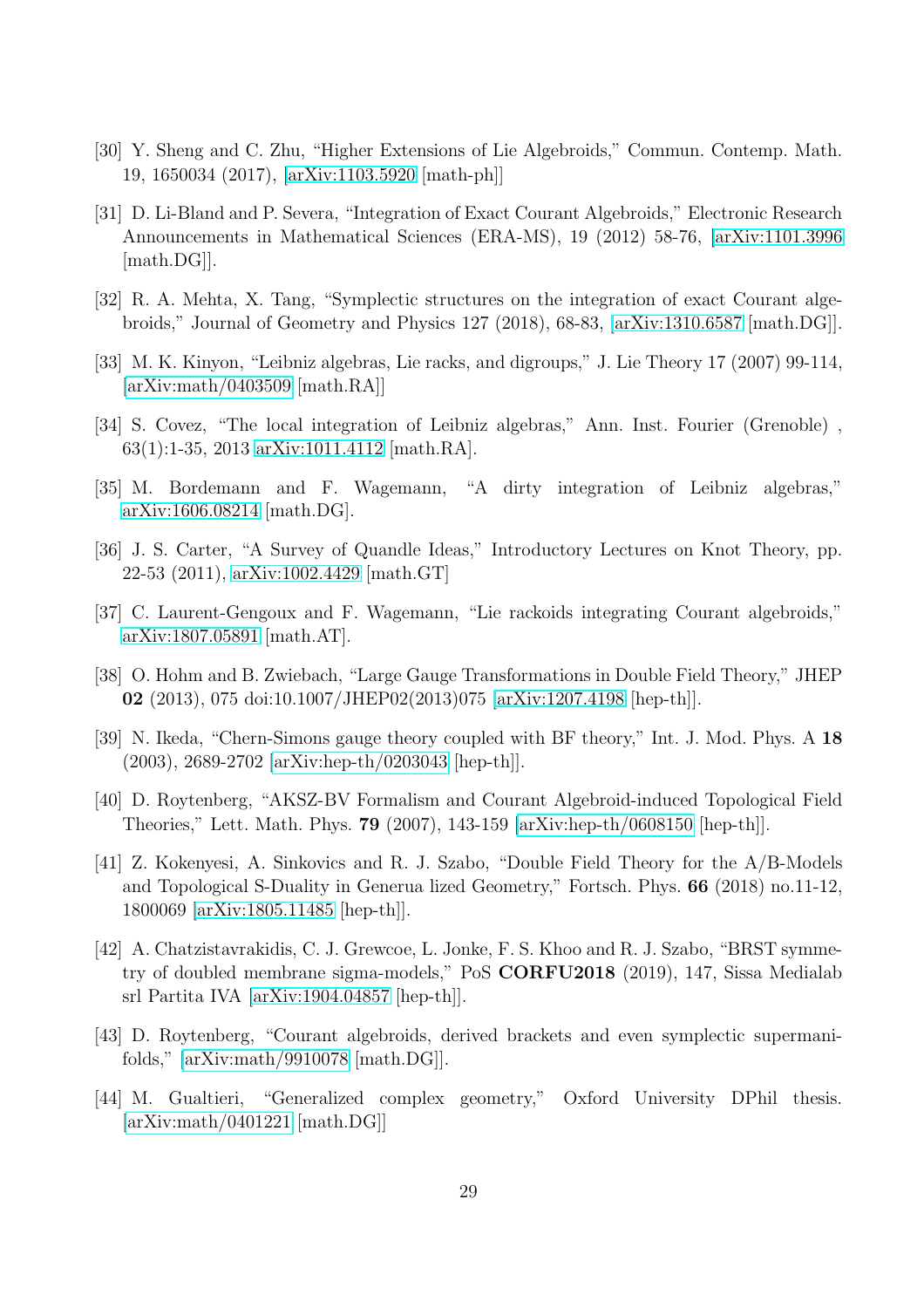[30] Y. Sheng and C. Zhu, "Higher Extensions of Lie Algebroids," Commun. Contemp. Math. 19, 1650034 (2017), [arXiv:1103.5920 [math-ph]]

[31] D. Li-Bland and P. Severa, "Integration of Exact Courant Algebroids," Electronic Research Announcements in Mathematical Sciences (ERA-MS), 19 (2012) 58-76, [arXiv:1101.3996 [math.DG]].

[32] R. A. Mehta, X. Tang, "Symplectic structures on the integration of exact Courant algebroids," Journal of Geometry and Physics 127 (2018), 68-83, [arXiv:1310.6587 [math.DG]].

[33] M. K. Kinyon, "Leibniz algebras, Lie racks, and digroups," J. Lie Theory 17 (2007) 99-114, [arXiv:math/0403509 [math.RA]]

[34] S. Covez, "The local integration of Leibniz algebras," Ann. Inst. Fourier (Grenoble) , 63(1):1-35, 2013 arXiv:1011.4112 [math.RA].

[35] M. Bordemann and F. Wagemann, "A dirty integration of Leibniz algebras," arXiv:1606.08214 [math.DG].

[36] J. S. Carter, "A Survey of Quandle Ideas," Introductory Lectures on Knot Theory, pp. 22-53 (2011), arXiv:1002.4429 [math.GT]

[37] C. Laurent-Gengoux and F. Wagemann, "Lie rackoids integrating Courant algebroids," arXiv:1807.05891 [math.AT].

[38] O. Hohm and B. Zwiebach, "Large Gauge Transformations in Double Field Theory," JHEP **02** (2013), 075 doi:10.1007/JHEP02(2013)075 [arXiv:1207.4198 [hep-th]].

[39] N. Ikeda, "Chern-Simons gauge theory coupled with BF theory," Int. J. Mod. Phys. A **18** (2003), 2689-2702 [arXiv:hep-th/0203043 [hep-th]].

[40] D. Roytenberg, "AKSZ-BV Formalism and Courant Algebroid-induced Topological Field Theories," Lett. Math. Phys. **79** (2007), 143-159 [arXiv:hep-th/0608150 [hep-th]].

[41] Z. Kokenyesi, A. Sinkovics and R. J. Szabo, "Double Field Theory for the A/B-Models and Topological S-Duality in Generua lized Geometry," Fortsch. Phys. **66** (2018) no.11-12, 1800069 [arXiv:1805.11485 [hep-th]].

[42] A. Chatzistavrakidis, C. J. Grewcoe, L. Jonke, F. S. Khoo and R. J. Szabo, "BRST symmetry of doubled membrane sigma-models," PoS **CORFU2018** (2019), 147, Sissa Medialab srl Partita IVA [arXiv:1904.04857 [hep-th]].

[43] D. Roytenberg, "Courant algebroids, derived brackets and even symplectic supermanifolds," [arXiv:math/9910078 [math.DG]].

[44] M. Gualtieri, "Generalized complex geometry," Oxford University DPhil thesis. [arXiv:math/0401221 [math.DG]]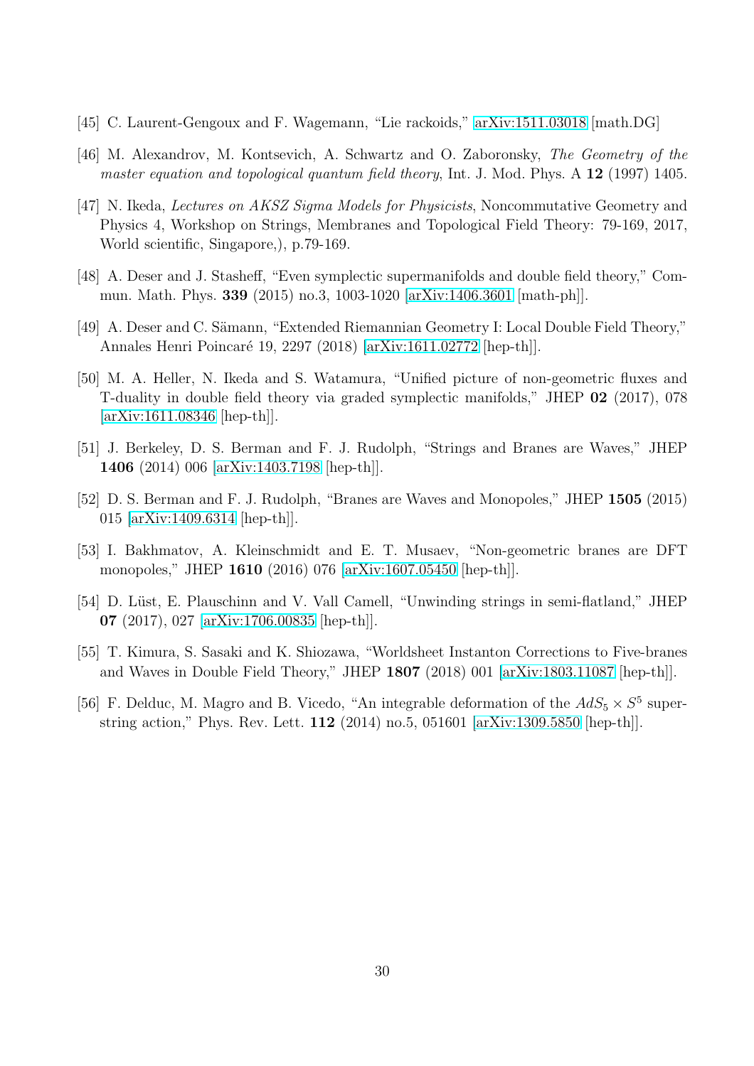[45] C. Laurent-Gengoux and F. Wagemann, “Lie rackoids,” arXiv:1511.03018 [math.DG]

[46] M. Alexandrov, M. Kontsevich, A. Schwartz and O. Zaboronsky, *The Geometry of the master equation and topological quantum field theory*, Int. J. Mod. Phys. A **12** (1997) 1405.

[47] N. Ikeda, *Lectures on AKSZ Sigma Models for Physicists*, Noncommutative Geometry and Physics 4, Workshop on Strings, Membranes and Topological Field Theory: 79-169, 2017, World scientific, Singapore,), p.79-169.

[48] A. Deser and J. Stasheff, “Even symplectic supermanifolds and double field theory,” Commun. Math. Phys. **339** (2015) no.3, 1003-1020 [arXiv:1406.3601 [math-ph]].

[49] A. Deser and C. Sämann, “Extended Riemannian Geometry I: Local Double Field Theory,” Annales Henri Poincaré 19, 2297 (2018) [arXiv:1611.02772 [hep-th]].

[50] M. A. Heller, N. Ikeda and S. Watamura, “Unified picture of non-geometric fluxes and T-duality in double field theory via graded symplectic manifolds,” JHEP **02** (2017), 078 [arXiv:1611.08346 [hep-th]].

[51] J. Berkeley, D. S. Berman and F. J. Rudolph, “Strings and Branes are Waves,” JHEP **1406** (2014) 006 [arXiv:1403.7198 [hep-th]].

[52] D. S. Berman and F. J. Rudolph, “Branes are Waves and Monopoles,” JHEP **1505** (2015) 015 [arXiv:1409.6314 [hep-th]].

[53] I. Bakhmatov, A. Kleinschmidt and E. T. Musaev, “Non-geometric branes are DFT monopoles,” JHEP **1610** (2016) 076 [arXiv:1607.05450 [hep-th]].

[54] D. Lüst, E. Plauschinn and V. Vall Camell, “Unwinding strings in semi-flatland,” JHEP **07** (2017), 027 [arXiv:1706.00835 [hep-th]].

[55] T. Kimura, S. Sasaki and K. Shiozawa, “Worldsheet Instanton Corrections to Five-branes and Waves in Double Field Theory,” JHEP **1807** (2018) 001 [arXiv:1803.11087 [hep-th]].

[56] F. Delduc, M. Magro and B. Vicedo, “An integrable deformation of the $AdS_5 \times S^5$ superstring action,” Phys. Rev. Lett. **112** (2014) no.5, 051601 [arXiv:1309.5850 [hep-th]].